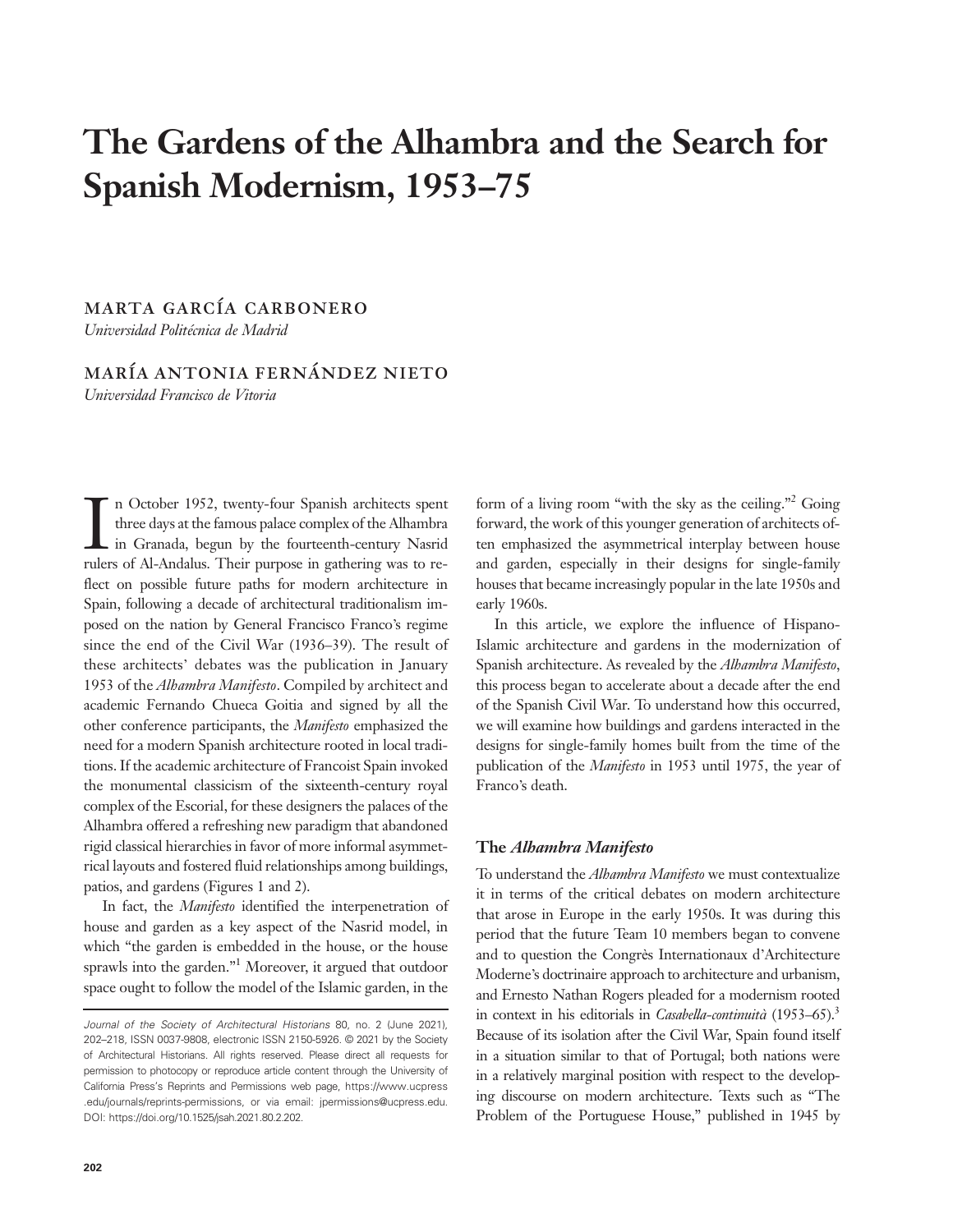# The Gardens of the Alhambra and the Search for Spanish Modernism, 1953–75

MARTA GARCÍA CARBONERO
*Universidad Politécnica de Madrid*

MARÍA ANTONIA FERNÁNDEZ NIETO
*Universidad Francisco de Vitoria*

In October 1952, twenty-four Spanish architects spent three days at the famous palace complex of the Alhambra in Granada, begun by the fourteenth-century Nasrid rulers of Al-Andalus. Their purpose in gathering was to reflect on possible future paths for modern architecture in Spain, following a decade of architectural traditionalism imposed on the nation by General Francisco Franco's regime since the end of the Civil War (1936–39). The result of these architects' debates was the publication in January 1953 of the *Alhambra Manifesto*. Compiled by architect and academic Fernando Chueca Goitia and signed by all the other conference participants, the *Manifesto* emphasized the need for a modern Spanish architecture rooted in local traditions. If the academic architecture of Francoist Spain invoked the monumental classicism of the sixteenth-century royal complex of the Escorial, for these designers the palaces of the Alhambra offered a refreshing new paradigm that abandoned rigid classical hierarchies in favor of more informal asymmetrical layouts and fostered fluid relationships among buildings, patios, and gardens (Figures 1 and 2).

In fact, the *Manifesto* identified the interpenetration of house and garden as a key aspect of the Nasrid model, in which "the garden is embedded in the house, or the house sprawls into the garden."[1] Moreover, it argued that outdoor space ought to follow the model of the Islamic garden, in the form of a living room "with the sky as the ceiling."[2] Going forward, the work of this younger generation of architects often emphasized the asymmetrical interplay between house and garden, especially in their designs for single-family houses that became increasingly popular in the late 1950s and early 1960s.

In this article, we explore the influence of Hispano-Islamic architecture and gardens in the modernization of Spanish architecture. As revealed by the *Alhambra Manifesto*, this process began to accelerate about a decade after the end of the Spanish Civil War. To understand how this occurred, we will examine how buildings and gardens interacted in the designs for single-family homes built from the time of the publication of the *Manifesto* in 1953 until 1975, the year of Franco's death.

## The *Alhambra Manifesto*

To understand the *Alhambra Manifesto* we must contextualize it in terms of the critical debates on modern architecture that arose in Europe in the early 1950s. It was during this period that the future Team 10 members began to convene and to question the Congrès Internationaux d'Architecture Moderne's doctrinaire approach to architecture and urbanism, and Ernesto Nathan Rogers pleaded for a modernism rooted in context in his editorials in *Casabella-continuità* (1953–65).[3] Because of its isolation after the Civil War, Spain found itself in a situation similar to that of Portugal; both nations were in a relatively marginal position with respect to the developing discourse on modern architecture. Texts such as "The Problem of the Portuguese House," published in 1945 by

*Journal of the Society of Architectural Historians* 80, no. 2 (June 2021), 202–218, ISSN 0037-9808, electronic ISSN 2150-5926. © 2021 by the Society of Architectural Historians. All rights reserved. Please direct all requests for permission to photocopy or reproduce article content through the University of California Press's Reprints and Permissions web page, https://www.ucpress.edu/journals/reprints-permissions, or via email: jpermissions@ucpress.edu. DOI: https://doi.org/10.1525/jsah.2021.80.2.202.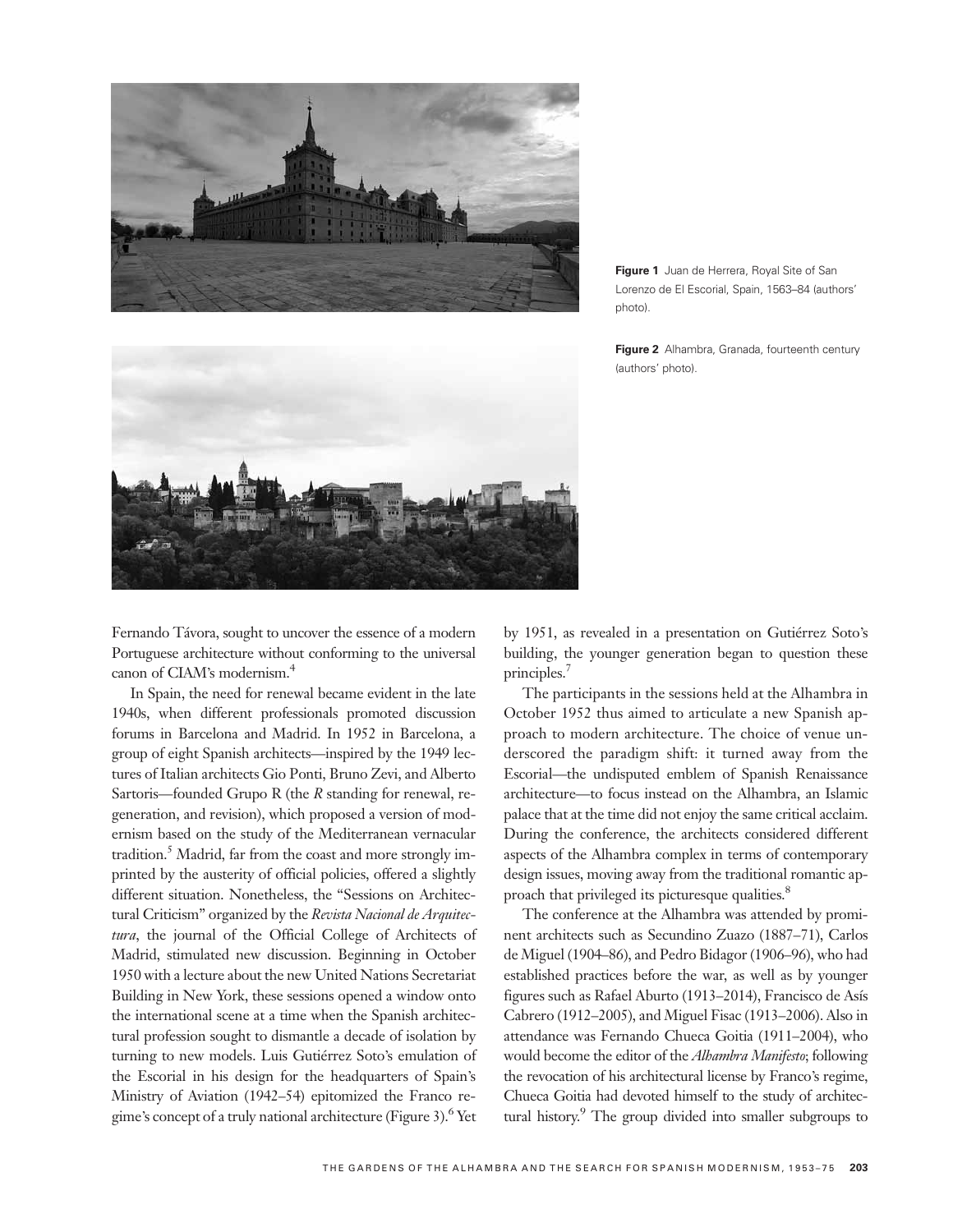Figure 1 Juan de Herrera, Royal Site of San Lorenzo de El Escorial, Spain, 1563–84 (authors' photo).

Figure 2 Alhambra, Granada, fourteenth century (authors' photo).

Fernando Távora, sought to uncover the essence of a modern Portuguese architecture without conforming to the universal canon of CIAM's modernism.[4]

In Spain, the need for renewal became evident in the late 1940s, when different professionals promoted discussion forums in Barcelona and Madrid. In 1952 in Barcelona, a group of eight Spanish architects—inspired by the 1949 lectures of Italian architects Gio Ponti, Bruno Zevi, and Alberto Sartoris—founded Grupo R (the *R* standing for renewal, regeneration, and revision), which proposed a version of modernism based on the study of the Mediterranean vernacular tradition.[5] Madrid, far from the coast and more strongly imprinted by the austerity of official policies, offered a slightly different situation. Nonetheless, the "Sessions on Architectural Criticism" organized by the *Revista Nacional de Arquitectura*, the journal of the Official College of Architects of Madrid, stimulated new discussion. Beginning in October 1950 with a lecture about the new United Nations Secretariat Building in New York, these sessions opened a window onto the international scene at a time when the Spanish architectural profession sought to dismantle a decade of isolation by turning to new models. Luis Gutiérrez Soto's emulation of the Escorial in his design for the headquarters of Spain's Ministry of Aviation (1942–54) epitomized the Franco regime's concept of a truly national architecture (Figure 3).[6] Yet by 1951, as revealed in a presentation on Gutiérrez Soto's building, the younger generation began to question these principles.[7]

The participants in the sessions held at the Alhambra in October 1952 thus aimed to articulate a new Spanish approach to modern architecture. The choice of venue underscored the paradigm shift: it turned away from the Escorial—the undisputed emblem of Spanish Renaissance architecture—to focus instead on the Alhambra, an Islamic palace that at the time did not enjoy the same critical acclaim. During the conference, the architects considered different aspects of the Alhambra complex in terms of contemporary design issues, moving away from the traditional romantic approach that privileged its picturesque qualities.[8]

The conference at the Alhambra was attended by prominent architects such as Secundino Zuazo (1887–71), Carlos de Miguel (1904–86), and Pedro Bidagor (1906–96), who had established practices before the war, as well as by younger figures such as Rafael Aburto (1913–2014), Francisco de Asís Cabrero (1912–2005), and Miguel Fisac (1913–2006). Also in attendance was Fernando Chueca Goitia (1911–2004), who would become the editor of the *Alhambra Manifesto*; following the revocation of his architectural license by Franco's regime, Chueca Goitia had devoted himself to the study of architectural history.[9] The group divided into smaller subgroups to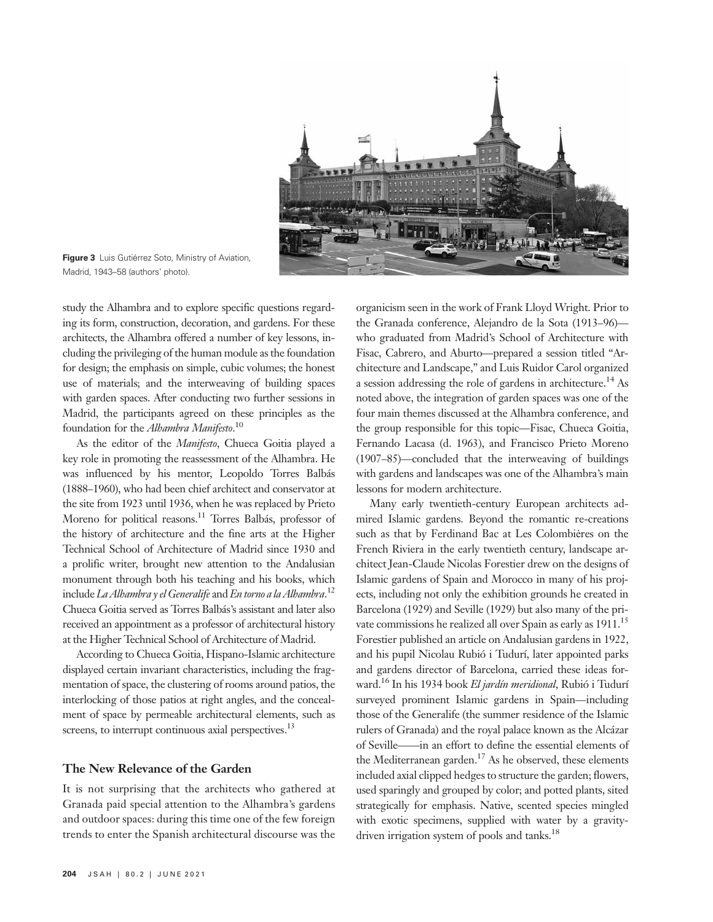Figure 3 Luis Gutiérrez Soto, Ministry of Aviation, Madrid, 1943–58 (authors' photo).

study the Alhambra and to explore specific questions regarding its form, construction, decoration, and gardens. For these architects, the Alhambra offered a number of key lessons, including the privileging of the human module as the foundation for design; the emphasis on simple, cubic volumes; the honest use of materials; and the interweaving of building spaces with garden spaces. After conducting two further sessions in Madrid, the participants agreed on these principles as the foundation for the *Alhambra Manifesto*.[10]

As the editor of the *Manifesto*, Chueca Goitia played a key role in promoting the reassessment of the Alhambra. He was influenced by his mentor, Leopoldo Torres Balbás (1888–1960), who had been chief architect and conservator at the site from 1923 until 1936, when he was replaced by Prieto Moreno for political reasons.[11] Torres Balbás, professor of the history of architecture and the fine arts at the Higher Technical School of Architecture of Madrid since 1930 and a prolific writer, brought new attention to the Andalusian monument through both his teaching and his books, which include *La Alhambra y el Generalife* and *En torno a la Alhambra*.[12] Chueca Goitia served as Torres Balbás's assistant and later also received an appointment as a professor of architectural history at the Higher Technical School of Architecture of Madrid.

According to Chueca Goitia, Hispano-Islamic architecture displayed certain invariant characteristics, including the fragmentation of space, the clustering of rooms around patios, the interlocking of those patios at right angles, and the concealment of space by permeable architectural elements, such as screens, to interrupt continuous axial perspectives.[13]

## The New Relevance of the Garden

It is not surprising that the architects who gathered at Granada paid special attention to the Alhambra's gardens and outdoor spaces: during this time one of the few foreign trends to enter the Spanish architectural discourse was the organicism seen in the work of Frank Lloyd Wright. Prior to the Granada conference, Alejandro de la Sota (1913–96)—who graduated from Madrid's School of Architecture with Fisac, Cabrero, and Aburto—prepared a session titled "Architecture and Landscape," and Luis Ruidor Carol organized a session addressing the role of gardens in architecture.[14] As noted above, the integration of garden spaces was one of the four main themes discussed at the Alhambra conference, and the group responsible for this topic—Fisac, Chueca Goitia, Fernando Lacasa (d. 1963), and Francisco Prieto Moreno (1907–85)—concluded that the interweaving of buildings with gardens and landscapes was one of the Alhambra's main lessons for modern architecture.

Many early twentieth-century European architects admired Islamic gardens. Beyond the romantic re-creations such as that by Ferdinand Bac at Les Colombières on the French Riviera in the early twentieth century, landscape architect Jean-Claude Nicolas Forestier drew on the designs of Islamic gardens of Spain and Morocco in many of his projects, including not only the exhibition grounds he created in Barcelona (1929) and Seville (1929) but also many of the private commissions he realized all over Spain as early as 1911.[15] Forestier published an article on Andalusian gardens in 1922, and his pupil Nicolau Rubió i Tudurí, later appointed parks and gardens director of Barcelona, carried these ideas forward.[16] In his 1934 book *El jardín meridional*, Rubió i Tudurí surveyed prominent Islamic gardens in Spain—including those of the Generalife (the summer residence of the Islamic rulers of Granada) and the royal palace known as the Alcázar of Seville——in an effort to define the essential elements of the Mediterranean garden.[17] As he observed, these elements included axial clipped hedges to structure the garden; flowers, used sparingly and grouped by color; and potted plants, sited strategically for emphasis. Native, scented species mingled with exotic specimens, supplied with water by a gravity-driven irrigation system of pools and tanks.[18]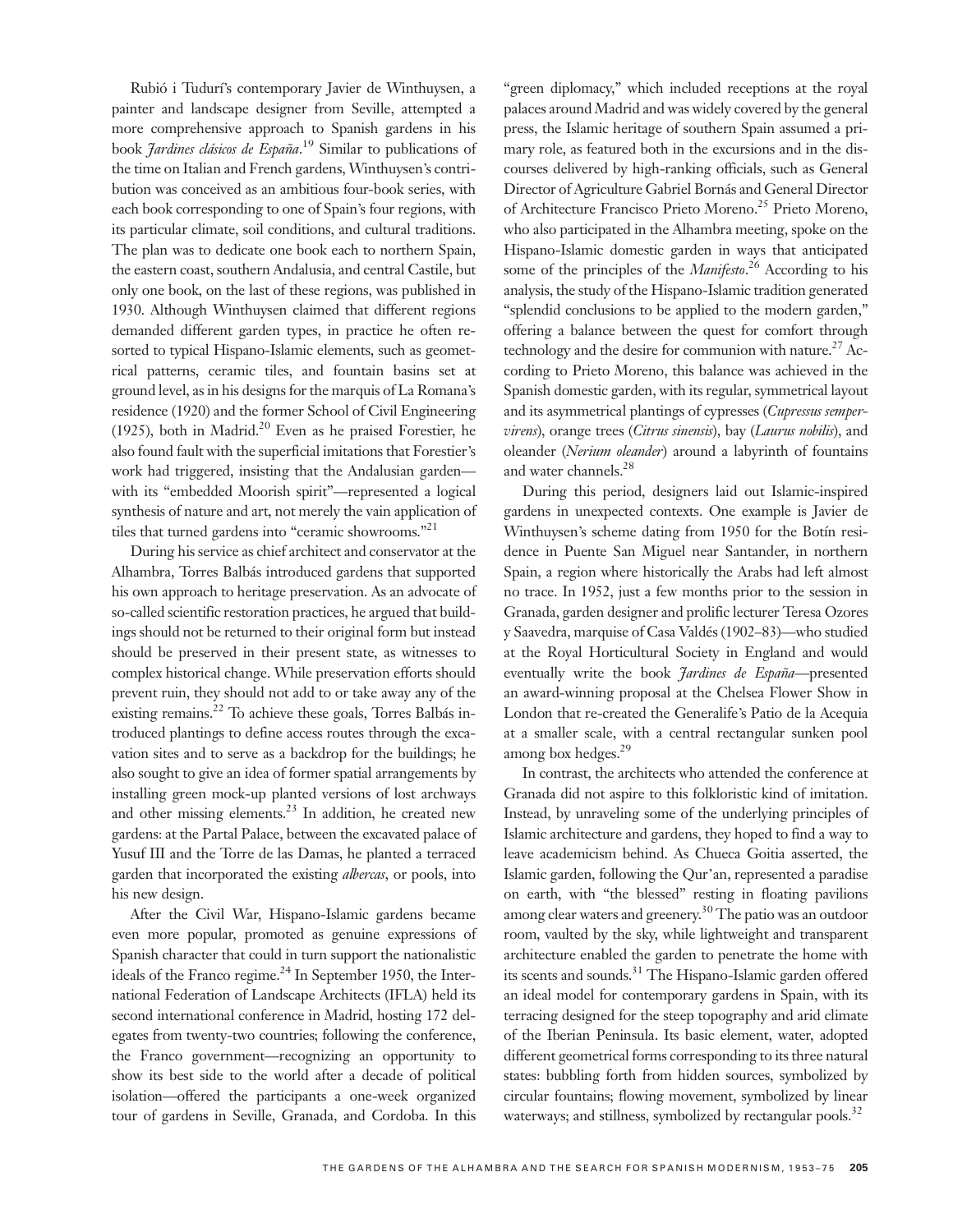Rubió i Tudurí's contemporary Javier de Winthuysen, a painter and landscape designer from Seville, attempted a more comprehensive approach to Spanish gardens in his book *Jardines clásicos de España*.[19] Similar to publications of the time on Italian and French gardens, Winthuysen's contribution was conceived as an ambitious four-book series, with each book corresponding to one of Spain's four regions, with its particular climate, soil conditions, and cultural traditions. The plan was to dedicate one book each to northern Spain, the eastern coast, southern Andalusia, and central Castile, but only one book, on the last of these regions, was published in 1930. Although Winthuysen claimed that different regions demanded different garden types, in practice he often resorted to typical Hispano-Islamic elements, such as geometrical patterns, ceramic tiles, and fountain basins set at ground level, as in his designs for the marquis of La Romana's residence (1920) and the former School of Civil Engineering (1925), both in Madrid.[20] Even as he praised Forestier, he also found fault with the superficial imitations that Forestier's work had triggered, insisting that the Andalusian garden—with its "embedded Moorish spirit"—represented a logical synthesis of nature and art, not merely the vain application of tiles that turned gardens into "ceramic showrooms."[21]

During his service as chief architect and conservator at the Alhambra, Torres Balbás introduced gardens that supported his own approach to heritage preservation. As an advocate of so-called scientific restoration practices, he argued that buildings should not be returned to their original form but instead should be preserved in their present state, as witnesses to complex historical change. While preservation efforts should prevent ruin, they should not add to or take away any of the existing remains.[22] To achieve these goals, Torres Balbás introduced plantings to define access routes through the excavation sites and to serve as a backdrop for the buildings; he also sought to give an idea of former spatial arrangements by installing green mock-up planted versions of lost archways and other missing elements.[23] In addition, he created new gardens: at the Partal Palace, between the excavated palace of Yusuf III and the Torre de las Damas, he planted a terraced garden that incorporated the existing *albercas*, or pools, into his new design.

After the Civil War, Hispano-Islamic gardens became even more popular, promoted as genuine expressions of Spanish character that could in turn support the nationalistic ideals of the Franco regime.[24] In September 1950, the International Federation of Landscape Architects (IFLA) held its second international conference in Madrid, hosting 172 delegates from twenty-two countries; following the conference, the Franco government—recognizing an opportunity to show its best side to the world after a decade of political isolation—offered the participants a one-week organized tour of gardens in Seville, Granada, and Cordoba. In this "green diplomacy," which included receptions at the royal palaces around Madrid and was widely covered by the general press, the Islamic heritage of southern Spain assumed a primary role, as featured both in the excursions and in the discourses delivered by high-ranking officials, such as General Director of Agriculture Gabriel Bornás and General Director of Architecture Francisco Prieto Moreno.[25] Prieto Moreno, who also participated in the Alhambra meeting, spoke on the Hispano-Islamic domestic garden in ways that anticipated some of the principles of the *Manifesto*.[26] According to his analysis, the study of the Hispano-Islamic tradition generated "splendid conclusions to be applied to the modern garden," offering a balance between the quest for comfort through technology and the desire for communion with nature.[27] According to Prieto Moreno, this balance was achieved in the Spanish domestic garden, with its regular, symmetrical layout and its asymmetrical plantings of cypresses (*Cupressus sempervirens*), orange trees (*Citrus sinensis*), bay (*Laurus nobilis*), and oleander (*Nerium oleander*) around a labyrinth of fountains and water channels.[28]

During this period, designers laid out Islamic-inspired gardens in unexpected contexts. One example is Javier de Winthuysen's scheme dating from 1950 for the Botín residence in Puente San Miguel near Santander, in northern Spain, a region where historically the Arabs had left almost no trace. In 1952, just a few months prior to the session in Granada, garden designer and prolific lecturer Teresa Ozores y Saavedra, marquise of Casa Valdés (1902–83)—who studied at the Royal Horticultural Society in England and would eventually write the book *Jardines de España*—presented an award-winning proposal at the Chelsea Flower Show in London that re-created the Generalife's Patio de la Acequia at a smaller scale, with a central rectangular sunken pool among box hedges.[29]

In contrast, the architects who attended the conference at Granada did not aspire to this folkloristic kind of imitation. Instead, by unraveling some of the underlying principles of Islamic architecture and gardens, they hoped to find a way to leave academicism behind. As Chueca Goitia asserted, the Islamic garden, following the Qur'an, represented a paradise on earth, with "the blessed" resting in floating pavilions among clear waters and greenery.[30] The patio was an outdoor room, vaulted by the sky, while lightweight and transparent architecture enabled the garden to penetrate the home with its scents and sounds.[31] The Hispano-Islamic garden offered an ideal model for contemporary gardens in Spain, with its terracing designed for the steep topography and arid climate of the Iberian Peninsula. Its basic element, water, adopted different geometrical forms corresponding to its three natural states: bubbling forth from hidden sources, symbolized by circular fountains; flowing movement, symbolized by linear waterways; and stillness, symbolized by rectangular pools.[32]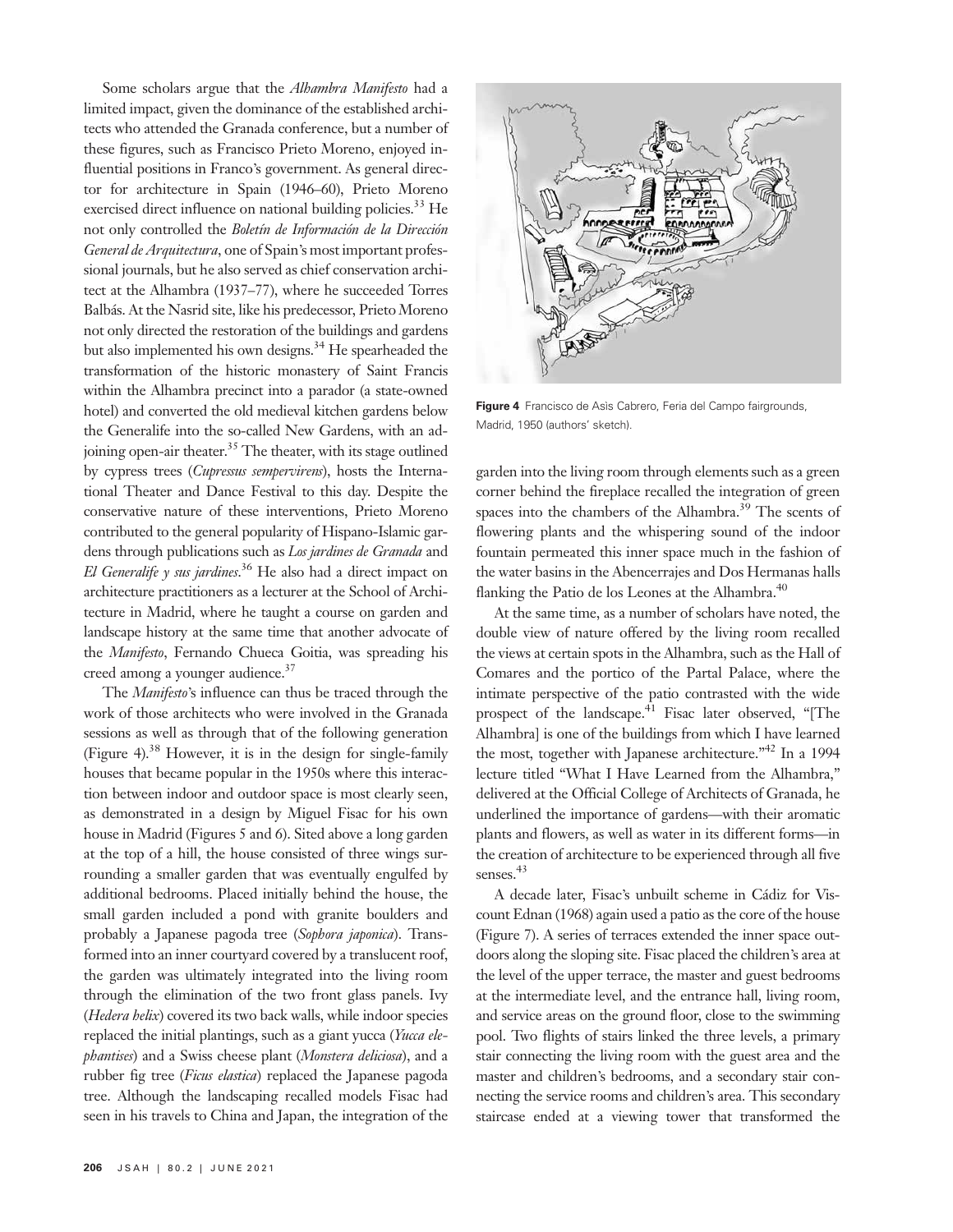Some scholars argue that the *Alhambra Manifesto* had a limited impact, given the dominance of the established architects who attended the Granada conference, but a number of these figures, such as Francisco Prieto Moreno, enjoyed influential positions in Franco's government. As general director for architecture in Spain (1946–60), Prieto Moreno exercised direct influence on national building policies.[33] He not only controlled the *Boletín de Información de la Dirección General de Arquitectura*, one of Spain's most important professional journals, but he also served as chief conservation architect at the Alhambra (1937–77), where he succeeded Torres Balbás. At the Nasrid site, like his predecessor, Prieto Moreno not only directed the restoration of the buildings and gardens but also implemented his own designs.[34] He spearheaded the transformation of the historic monastery of Saint Francis within the Alhambra precinct into a parador (a state-owned hotel) and converted the old medieval kitchen gardens below the Generalife into the so-called New Gardens, with an adjoining open-air theater.[35] The theater, with its stage outlined by cypress trees (*Cupressus sempervirens*), hosts the International Theater and Dance Festival to this day. Despite the conservative nature of these interventions, Prieto Moreno contributed to the general popularity of Hispano-Islamic gardens through publications such as *Los jardines de Granada* and *El Generalife y sus jardines*.[36] He also had a direct impact on architecture practitioners as a lecturer at the School of Architecture in Madrid, where he taught a course on garden and landscape history at the same time that another advocate of the *Manifesto*, Fernando Chueca Goitia, was spreading his creed among a younger audience.[37]

The *Manifesto*'s influence can thus be traced through the work of those architects who were involved in the Granada sessions as well as through that of the following generation (Figure 4).[38] However, it is in the design for single-family houses that became popular in the 1950s where this interaction between indoor and outdoor space is most clearly seen, as demonstrated in a design by Miguel Fisac for his own house in Madrid (Figures 5 and 6). Sited above a long garden at the top of a hill, the house consisted of three wings surrounding a smaller garden that was eventually engulfed by additional bedrooms. Placed initially behind the house, the small garden included a pond with granite boulders and probably a Japanese pagoda tree (*Sophora japonica*). Transformed into an inner courtyard covered by a translucent roof, the garden was ultimately integrated into the living room through the elimination of the two front glass panels. Ivy (*Hedera helix*) covered its two back walls, while indoor species replaced the initial plantings, such as a giant yucca (*Yucca elephantises*) and a Swiss cheese plant (*Monstera deliciosa*), and a rubber fig tree (*Ficus elastica*) replaced the Japanese pagoda tree. Although the landscaping recalled models Fisac had seen in his travels to China and Japan, the integration of the garden into the living room through elements such as a green corner behind the fireplace recalled the integration of green spaces into the chambers of the Alhambra.[39] The scents of flowering plants and the whispering sound of the indoor fountain permeated this inner space much in the fashion of the water basins in the Abencerrajes and Dos Hermanas halls flanking the Patio de los Leones at the Alhambra.[40]

**Figure 4** Francisco de Asís Cabrero, Feria del Campo fairgrounds, Madrid, 1950 (authors' sketch).

At the same time, as a number of scholars have noted, the double view of nature offered by the living room recalled the views at certain spots in the Alhambra, such as the Hall of Comares and the portico of the Partal Palace, where the intimate perspective of the patio contrasted with the wide prospect of the landscape.[41] Fisac later observed, "[The Alhambra] is one of the buildings from which I have learned the most, together with Japanese architecture."[42] In a 1994 lecture titled "What I Have Learned from the Alhambra," delivered at the Official College of Architects of Granada, he underlined the importance of gardens—with their aromatic plants and flowers, as well as water in its different forms—in the creation of architecture to be experienced through all five senses.[43]

A decade later, Fisac's unbuilt scheme in Cádiz for Viscount Ednan (1968) again used a patio as the core of the house (Figure 7). A series of terraces extended the inner space outdoors along the sloping site. Fisac placed the children's area at the level of the upper terrace, the master and guest bedrooms at the intermediate level, and the entrance hall, living room, and service areas on the ground floor, close to the swimming pool. Two flights of stairs linked the three levels, a primary stair connecting the living room with the guest area and the master and children's bedrooms, and a secondary stair connecting the service rooms and children's area. This secondary staircase ended at a viewing tower that transformed the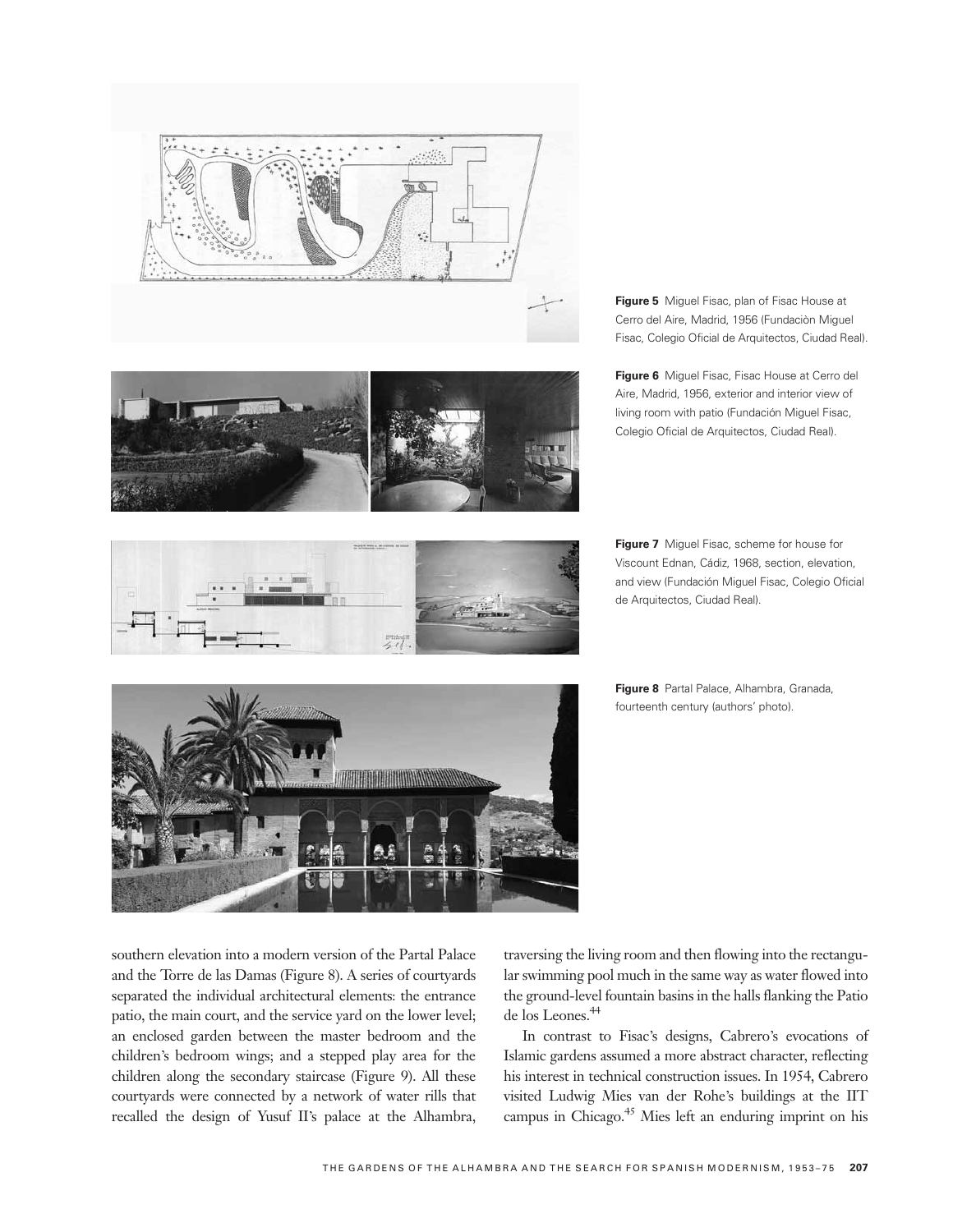**Figure 5** Miguel Fisac, plan of Fisac House at Cerro del Aire, Madrid, 1956 (Fundaciòn Miguel Fisac, Colegio Oficial de Arquitectos, Ciudad Real).

**Figure 6** Miguel Fisac, Fisac House at Cerro del Aire, Madrid, 1956, exterior and interior view of living room with patio (Fundación Miguel Fisac, Colegio Oficial de Arquitectos, Ciudad Real).

**Figure 7** Miguel Fisac, scheme for house for Viscount Ednan, Cádiz, 1968, section, elevation, and view (Fundación Miguel Fisac, Colegio Oficial de Arquitectos, Ciudad Real).

**Figure 8** Partal Palace, Alhambra, Granada, fourteenth century (authors' photo).

southern elevation into a modern version of the Partal Palace and the Torre de las Damas (Figure 8). A series of courtyards separated the individual architectural elements: the entrance patio, the main court, and the service yard on the lower level; an enclosed garden between the master bedroom and the children's bedroom wings; and a stepped play area for the children along the secondary staircase (Figure 9). All these courtyards were connected by a network of water rills that recalled the design of Yusuf II's palace at the Alhambra, traversing the living room and then flowing into the rectangular swimming pool much in the same way as water flowed into the ground-level fountain basins in the halls flanking the Patio de los Leones.[44]

In contrast to Fisac's designs, Cabrero's evocations of Islamic gardens assumed a more abstract character, reflecting his interest in technical construction issues. In 1954, Cabrero visited Ludwig Mies van der Rohe's buildings at the IIT campus in Chicago.[45] Mies left an enduring imprint on his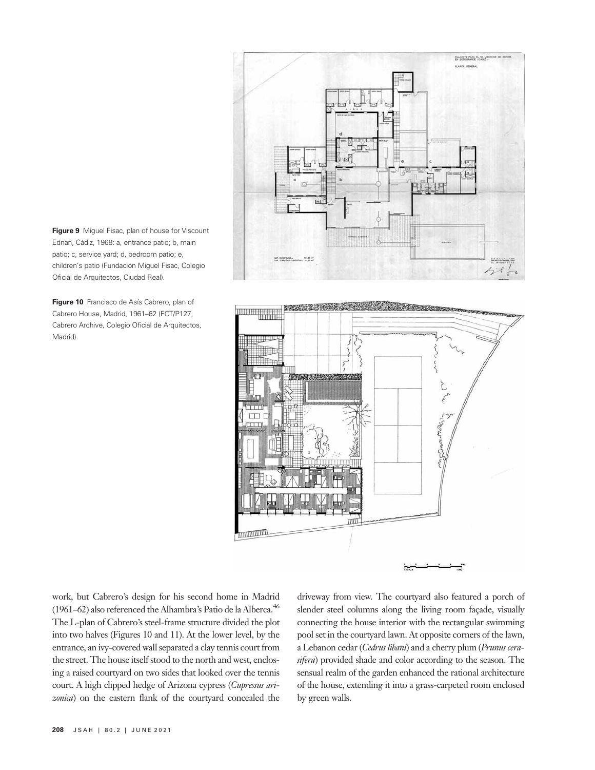**Figure 9** Miguel Fisac, plan of house for Viscount Ednan, Cádiz, 1968: a, entrance patio; b, main patio; c, service yard; d, bedroom patio; e, children's patio (Fundación Miguel Fisac, Colegio Oficial de Arquitectos, Ciudad Real).

**Figure 10** Francisco de Asís Cabrero, plan of Cabrero House, Madrid, 1961–62 (FCT/P127, Cabrero Archive, Colegio Oficial de Arquitectos, Madrid).

work, but Cabrero's design for his second home in Madrid (1961–62) also referenced the Alhambra's Patio de la Alberca.[46] The L-plan of Cabrero's steel-frame structure divided the plot into two halves (Figures 10 and 11). At the lower level, by the entrance, an ivy-covered wall separated a clay tennis court from the street. The house itself stood to the north and west, enclosing a raised courtyard on two sides that looked over the tennis court. A high clipped hedge of Arizona cypress (*Cupressus arizonica*) on the eastern flank of the courtyard concealed the driveway from view. The courtyard also featured a porch of slender steel columns along the living room façade, visually connecting the house interior with the rectangular swimming pool set in the courtyard lawn. At opposite corners of the lawn, a Lebanon cedar (*Cedrus libani*) and a cherry plum (*Prunus cerasifera*) provided shade and color according to the season. The sensual realm of the garden enhanced the rational architecture of the house, extending it into a grass-carpeted room enclosed by green walls.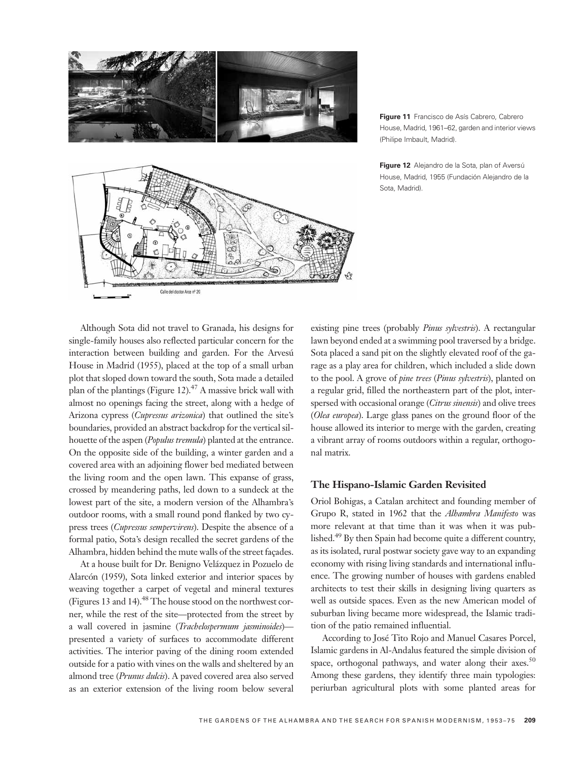Figure 11 Francisco de Asís Cabrero, Cabrero House, Madrid, 1961–62, garden and interior views (Philipe Imbault, Madrid).

Figure 12 Alejandro de la Sota, plan of Aversú House, Madrid, 1955 (Fundación Alejandro de la Sota, Madrid).

Although Sota did not travel to Granada, his designs for single-family houses also reflected particular concern for the interaction between building and garden. For the Arvesú House in Madrid (1955), placed at the top of a small urban plot that sloped down toward the south, Sota made a detailed plan of the plantings (Figure 12).[47] A massive brick wall with almost no openings facing the street, along with a hedge of Arizona cypress (*Cupressus arizonica*) that outlined the site's boundaries, provided an abstract backdrop for the vertical silhouette of the aspen (*Populus tremula*) planted at the entrance. On the opposite side of the building, a winter garden and a covered area with an adjoining flower bed mediated between the living room and the open lawn. This expanse of grass, crossed by meandering paths, led down to a sundeck at the lowest part of the site, a modern version of the Alhambra's outdoor rooms, with a small round pond flanked by two cypress trees (*Cupressus sempervirens*). Despite the absence of a formal patio, Sota's design recalled the secret gardens of the Alhambra, hidden behind the mute walls of the street façades.

At a house built for Dr. Benigno Velázquez in Pozuelo de Alarcón (1959), Sota linked exterior and interior spaces by weaving together a carpet of vegetal and mineral textures (Figures 13 and 14).[48] The house stood on the northwest corner, while the rest of the site—protected from the street by a wall covered in jasmine (*Trachelospermum jasminoides*)—presented a variety of surfaces to accommodate different activities. The interior paving of the dining room extended outside for a patio with vines on the walls and sheltered by an almond tree (*Prunus dulcis*). A paved covered area also served as an exterior extension of the living room below several existing pine trees (probably *Pinus sylvestris*). A rectangular lawn beyond ended at a swimming pool traversed by a bridge. Sota placed a sand pit on the slightly elevated roof of the garage as a play area for children, which included a slide down to the pool. A grove of *pine trees* (*Pinus sylvestris*), planted on a regular grid, filled the northeastern part of the plot, interspersed with occasional orange (*Citrus sinensis*) and olive trees (*Olea europea*). Large glass panes on the ground floor of the house allowed its interior to merge with the garden, creating a vibrant array of rooms outdoors within a regular, orthogonal matrix.

## The Hispano-Islamic Garden Revisited

Oriol Bohigas, a Catalan architect and founding member of Grupo R, stated in 1962 that the *Alhambra Manifesto* was more relevant at that time than it was when it was published.[49] By then Spain had become quite a different country, as its isolated, rural postwar society gave way to an expanding economy with rising living standards and international influence. The growing number of houses with gardens enabled architects to test their skills in designing living quarters as well as outside spaces. Even as the new American model of suburban living became more widespread, the Islamic tradition of the patio remained influential.

According to José Tito Rojo and Manuel Casares Porcel, Islamic gardens in Al-Andalus featured the simple division of space, orthogonal pathways, and water along their axes.[50] Among these gardens, they identify three main typologies: periurban agricultural plots with some planted areas for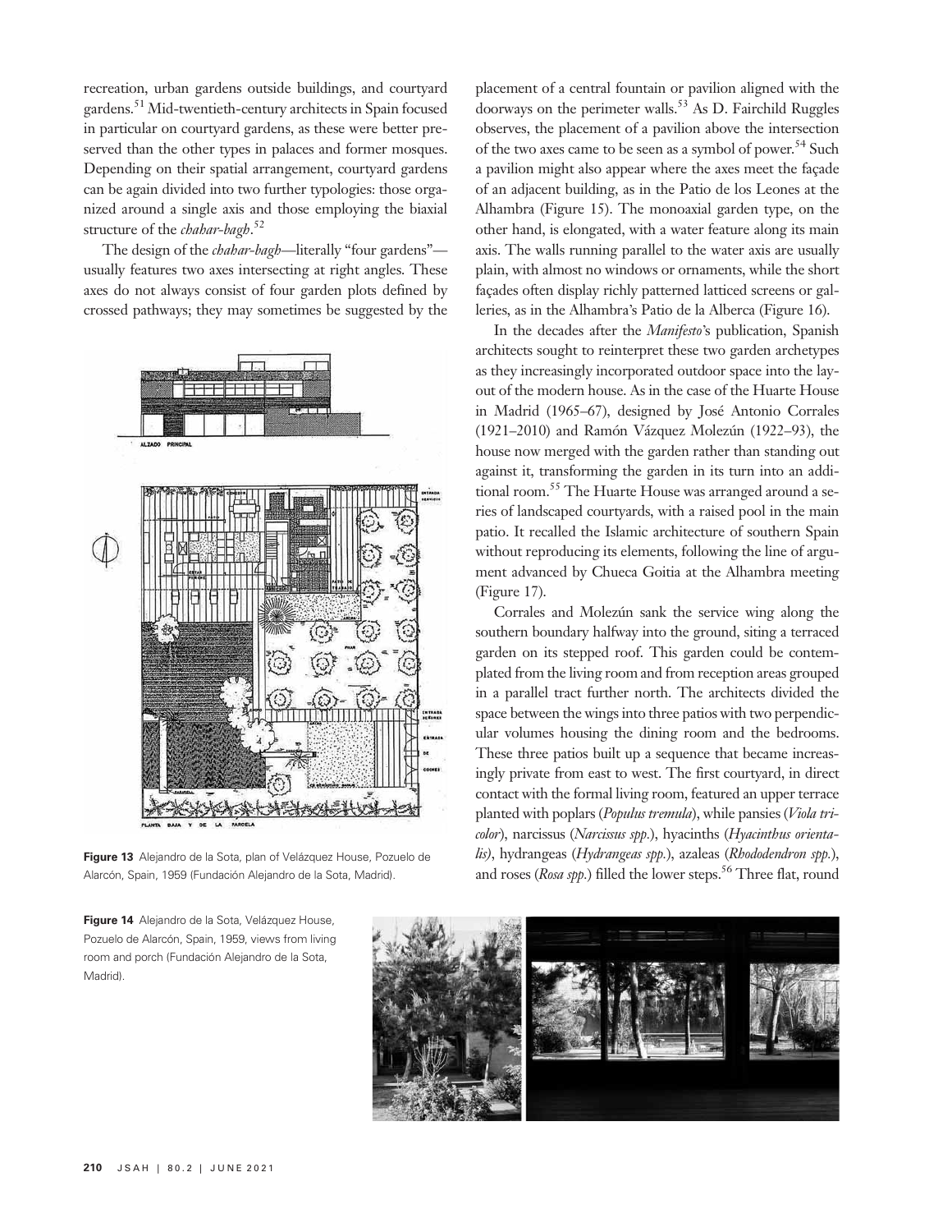recreation, urban gardens outside buildings, and courtyard gardens.[51] Mid-twentieth-century architects in Spain focused in particular on courtyard gardens, as these were better preserved than the other types in palaces and former mosques. Depending on their spatial arrangement, courtyard gardens can be again divided into two further typologies: those organized around a single axis and those employing the biaxial structure of the *chahar-bagh*.[52]

The design of the *chahar-bagh*—literally "four gardens"—usually features two axes intersecting at right angles. These axes do not always consist of four garden plots defined by crossed pathways; they may sometimes be suggested by the placement of a central fountain or pavilion aligned with the doorways on the perimeter walls.[53] As D. Fairchild Ruggles observes, the placement of a pavilion above the intersection of the two axes came to be seen as a symbol of power.[54] Such a pavilion might also appear where the axes meet the façade of an adjacent building, as in the Patio de los Leones at the Alhambra (Figure 15). The monoaxial garden type, on the other hand, is elongated, with a water feature along its main axis. The walls running parallel to the water axis are usually plain, with almost no windows or ornaments, while the short façades often display richly patterned latticed screens or galleries, as in the Alhambra's Patio de la Alberca (Figure 16).

Figure 13 Alejandro de la Sota, plan of Velázquez House, Pozuelo de Alarcón, Spain, 1959 (Fundación Alejandro de la Sota, Madrid).

In the decades after the *Manifesto*'s publication, Spanish architects sought to reinterpret these two garden archetypes as they increasingly incorporated outdoor space into the layout of the modern house. As in the case of the Huarte House in Madrid (1965–67), designed by José Antonio Corrales (1921–2010) and Ramón Vázquez Molezún (1922–93), the house now merged with the garden rather than standing out against it, transforming the garden in its turn into an additional room.[55] The Huarte House was arranged around a series of landscaped courtyards, with a raised pool in the main patio. It recalled the Islamic architecture of southern Spain without reproducing its elements, following the line of argument advanced by Chueca Goitia at the Alhambra meeting (Figure 17).

Corrales and Molezún sank the service wing along the southern boundary halfway into the ground, siting a terraced garden on its stepped roof. This garden could be contemplated from the living room and from reception areas grouped in a parallel tract further north. The architects divided the space between the wings into three patios with two perpendicular volumes housing the dining room and the bedrooms. These three patios built up a sequence that became increasingly private from east to west. The first courtyard, in direct contact with the formal living room, featured an upper terrace planted with poplars (*Populus tremula*), while pansies (*Viola tricolor*), narcissus (*Narcissus spp.*), hyacinths (*Hyacinthus orientalis*), hydrangeas (*Hydrangeas spp.*), azaleas (*Rhododendron spp.*), and roses (*Rosa spp.*) filled the lower steps.[56] Three flat, round

Figure 14 Alejandro de la Sota, Velázquez House, Pozuelo de Alarcón, Spain, 1959, views from living room and porch (Fundación Alejandro de la Sota, Madrid).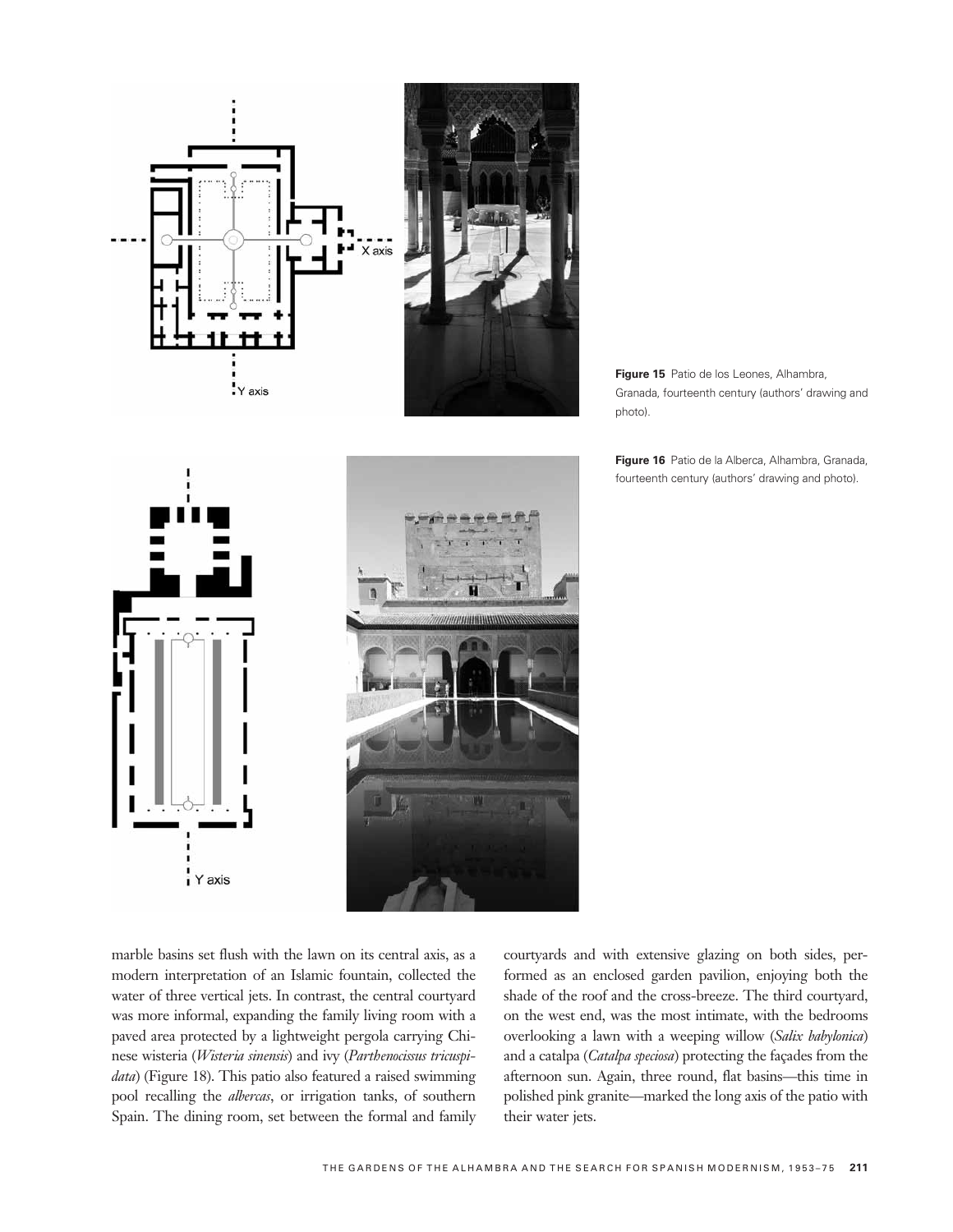X axis

Y axis

Y axis

**Figure 15** Patio de los Leones, Alhambra, Granada, fourteenth century (authors' drawing and photo).

**Figure 16** Patio de la Alberca, Alhambra, Granada, fourteenth century (authors' drawing and photo).

marble basins set flush with the lawn on its central axis, as a modern interpretation of an Islamic fountain, collected the water of three vertical jets. In contrast, the central courtyard was more informal, expanding the family living room with a paved area protected by a lightweight pergola carrying Chinese wisteria (*Wisteria sinensis*) and ivy (*Parthenocissus tricuspidata*) (Figure 18). This patio also featured a raised swimming pool recalling the *albercas*, or irrigation tanks, of southern Spain. The dining room, set between the formal and family courtyards and with extensive glazing on both sides, performed as an enclosed garden pavilion, enjoying both the shade of the roof and the cross-breeze. The third courtyard, on the west end, was the most intimate, with the bedrooms overlooking a lawn with a weeping willow (*Salix babylonica*) and a catalpa (*Catalpa speciosa*) protecting the façades from the afternoon sun. Again, three round, flat basins—this time in polished pink granite—marked the long axis of the patio with their water jets.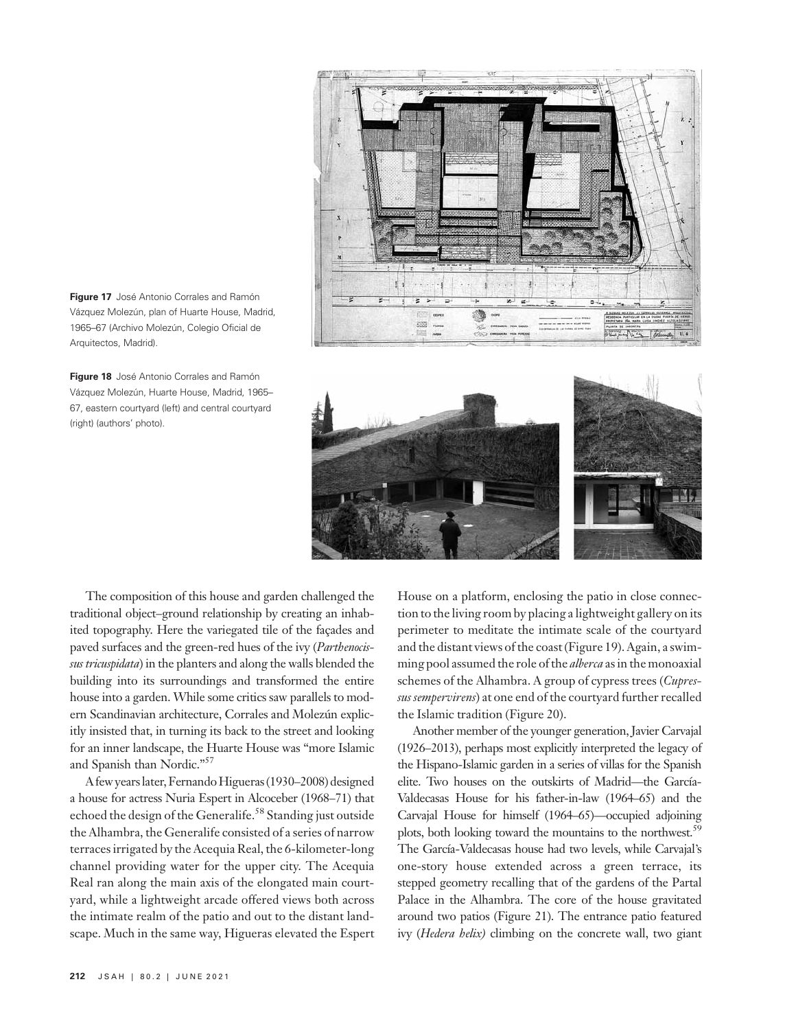**Figure 17** José Antonio Corrales and Ramón Vázquez Molezún, plan of Huarte House, Madrid, 1965–67 (Archivo Molezún, Colegio Oficial de Arquitectos, Madrid).

**Figure 18** José Antonio Corrales and Ramón Vázquez Molezún, Huarte House, Madrid, 1965–67, eastern courtyard (left) and central courtyard (right) (authors' photo).

The composition of this house and garden challenged the traditional object–ground relationship by creating an inhabited topography. Here the variegated tile of the façades and paved surfaces and the green-red hues of the ivy (*Parthenocissus tricuspidata*) in the planters and along the walls blended the building into its surroundings and transformed the entire house into a garden. While some critics saw parallels to modern Scandinavian architecture, Corrales and Molezún explicitly insisted that, in turning its back to the street and looking for an inner landscape, the Huarte House was "more Islamic and Spanish than Nordic."[57]

A few years later, Fernando Higueras (1930–2008) designed a house for actress Nuria Espert in Alcoceber (1968–71) that echoed the design of the Generalife.[58] Standing just outside the Alhambra, the Generalife consisted of a series of narrow terraces irrigated by the Acequia Real, the 6-kilometer-long channel providing water for the upper city. The Acequia Real ran along the main axis of the elongated main courtyard, while a lightweight arcade offered views both across the intimate realm of the patio and out to the distant landscape. Much in the same way, Higueras elevated the Espert House on a platform, enclosing the patio in close connection to the living room by placing a lightweight gallery on its perimeter to meditate the intimate scale of the courtyard and the distant views of the coast (Figure 19). Again, a swimming pool assumed the role of the *alberca* as in the monoaxial schemes of the Alhambra. A group of cypress trees (*Cupressus sempervirens*) at one end of the courtyard further recalled the Islamic tradition (Figure 20).

Another member of the younger generation, Javier Carvajal (1926–2013), perhaps most explicitly interpreted the legacy of the Hispano-Islamic garden in a series of villas for the Spanish elite. Two houses on the outskirts of Madrid—the García-Valdecasas House for his father-in-law (1964–65) and the Carvajal House for himself (1964–65)—occupied adjoining plots, both looking toward the mountains to the northwest.[59] The García-Valdecasas house had two levels, while Carvajal's one-story house extended across a green terrace, its stepped geometry recalling that of the gardens of the Partal Palace in the Alhambra. The core of the house gravitated around two patios (Figure 21). The entrance patio featured ivy (*Hedera helix)* climbing on the concrete wall, two giant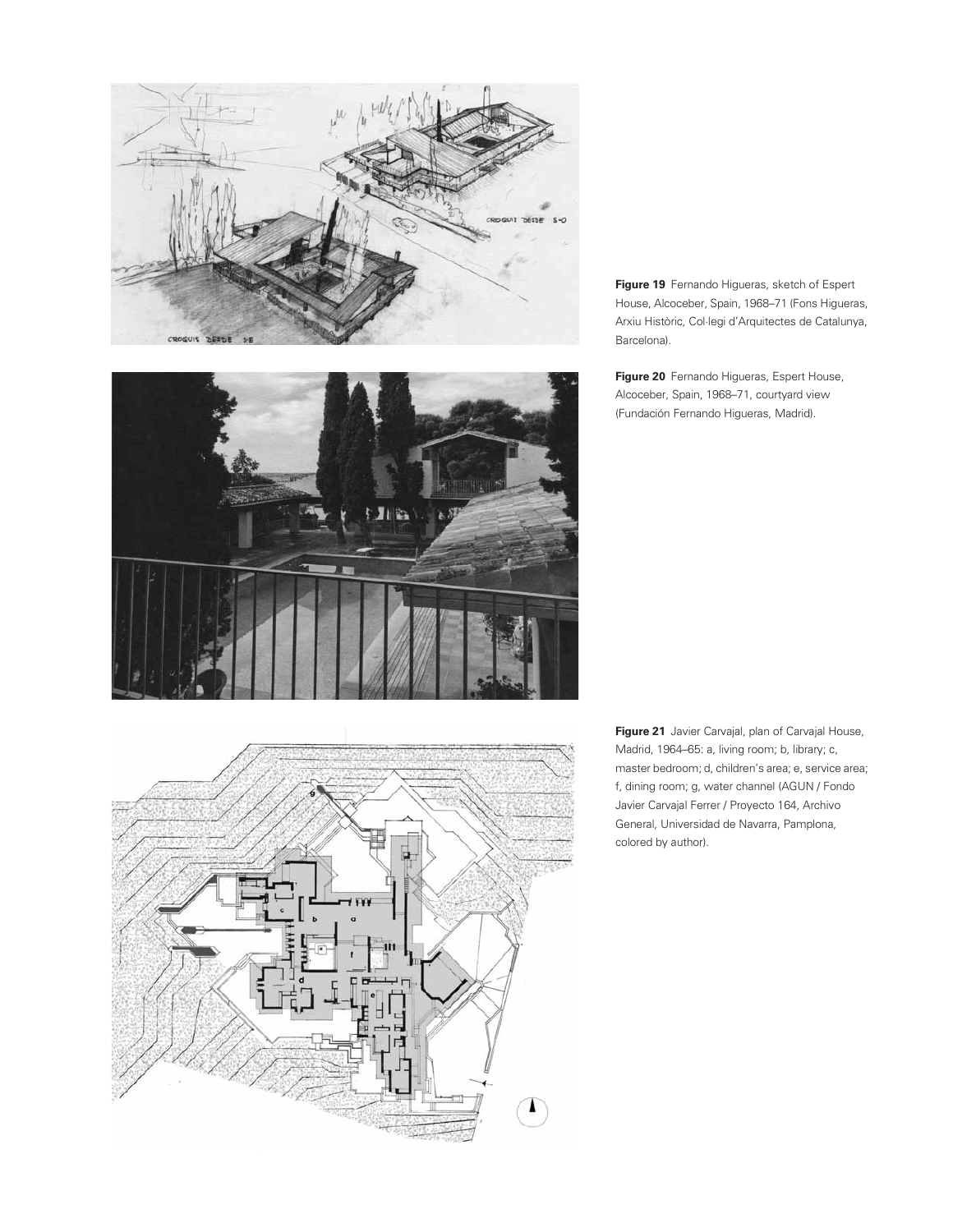**Figure 19** Fernando Higueras, sketch of Espert House, Alcoceber, Spain, 1968–71 (Fons Higueras, Arxiu Històric, Col·legi d'Arquitectes de Catalunya, Barcelona).

**Figure 20** Fernando Higueras, Espert House, Alcoceber, Spain, 1968–71, courtyard view (Fundación Fernando Higueras, Madrid).

**Figure 21** Javier Carvajal, plan of Carvajal House, Madrid, 1964–65: a, living room; b, library; c, master bedroom; d, children's area; e, service area; f, dining room; g, water channel (AGUN / Fondo Javier Carvajal Ferrer / Proyecto 164, Archivo General, Universidad de Navarra, Pamplona, colored by author).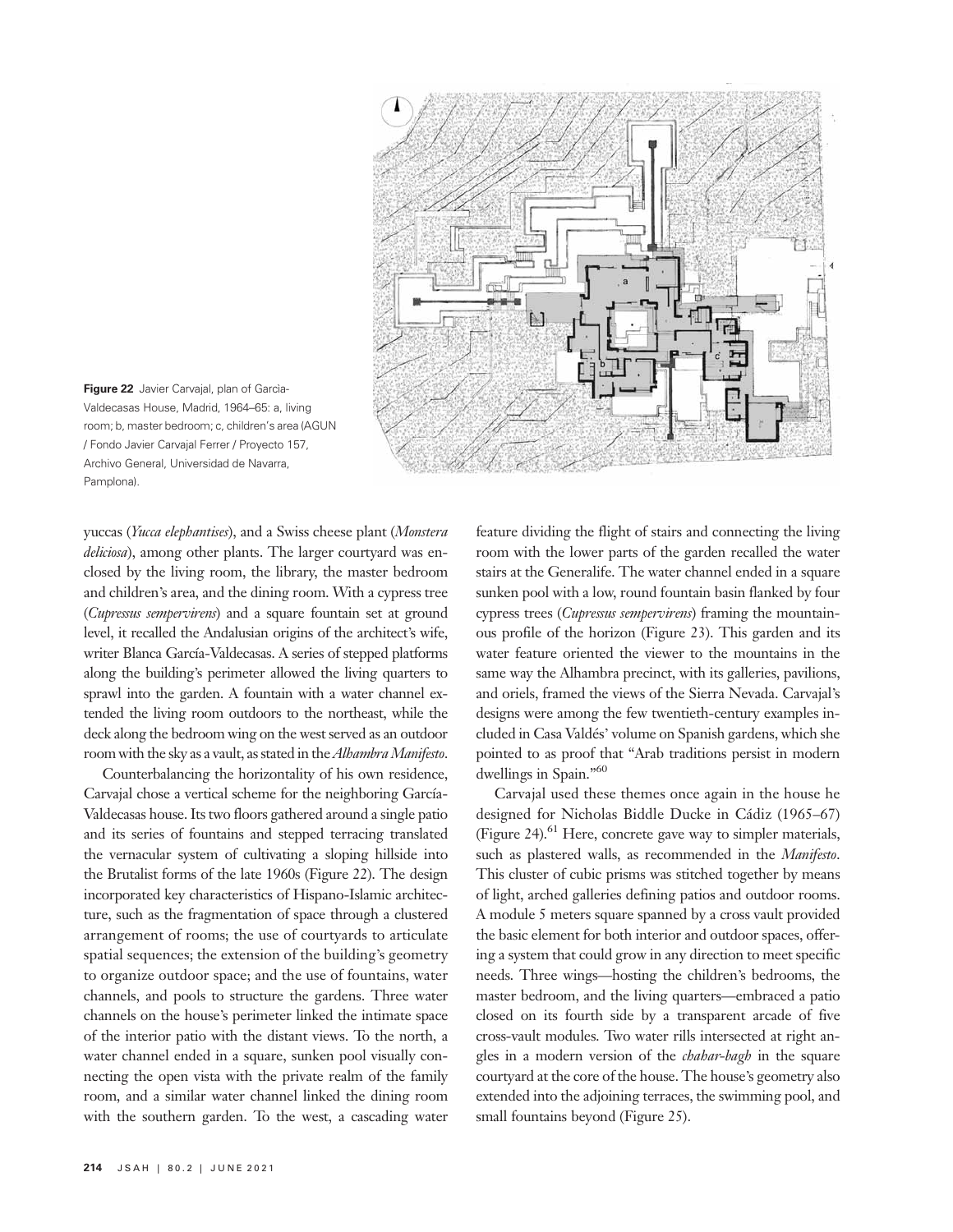**Figure 22** Javier Carvajal, plan of García-Valdecasas House, Madrid, 1964–65: a, living room; b, master bedroom; c, children's area (AGUN / Fondo Javier Carvajal Ferrer / Proyecto 157, Archivo General, Universidad de Navarra, Pamplona).

yuccas (*Yucca elephantises*), and a Swiss cheese plant (*Monstera deliciosa*), among other plants. The larger courtyard was enclosed by the living room, the library, the master bedroom and children's area, and the dining room. With a cypress tree (*Cupressus sempervirens*) and a square fountain set at ground level, it recalled the Andalusian origins of the architect's wife, writer Blanca García-Valdecasas. A series of stepped platforms along the building's perimeter allowed the living quarters to sprawl into the garden. A fountain with a water channel extended the living room outdoors to the northeast, while the deck along the bedroom wing on the west served as an outdoor room with the sky as a vault, as stated in the *Alhambra Manifesto*.

Counterbalancing the horizontality of his own residence, Carvajal chose a vertical scheme for the neighboring García-Valdecasas house. Its two floors gathered around a single patio and its series of fountains and stepped terracing translated the vernacular system of cultivating a sloping hillside into the Brutalist forms of the late 1960s (Figure 22). The design incorporated key characteristics of Hispano-Islamic architecture, such as the fragmentation of space through a clustered arrangement of rooms; the use of courtyards to articulate spatial sequences; the extension of the building's geometry to organize outdoor space; and the use of fountains, water channels, and pools to structure the gardens. Three water channels on the house's perimeter linked the intimate space of the interior patio with the distant views. To the north, a water channel ended in a square, sunken pool visually connecting the open vista with the private realm of the family room, and a similar water channel linked the dining room with the southern garden. To the west, a cascading water feature dividing the flight of stairs and connecting the living room with the lower parts of the garden recalled the water stairs at the Generalife. The water channel ended in a square sunken pool with a low, round fountain basin flanked by four cypress trees (*Cupressus sempervirens*) framing the mountainous profile of the horizon (Figure 23). This garden and its water feature oriented the viewer to the mountains in the same way the Alhambra precinct, with its galleries, pavilions, and oriels, framed the views of the Sierra Nevada. Carvajal's designs were among the few twentieth-century examples included in Casa Valdés' volume on Spanish gardens, which she pointed to as proof that "Arab traditions persist in modern dwellings in Spain."[60]

Carvajal used these themes once again in the house he designed for Nicholas Biddle Ducke in Cádiz (1965–67) (Figure 24).[61] Here, concrete gave way to simpler materials, such as plastered walls, as recommended in the *Manifesto*. This cluster of cubic prisms was stitched together by means of light, arched galleries defining patios and outdoor rooms. A module 5 meters square spanned by a cross vault provided the basic element for both interior and outdoor spaces, offering a system that could grow in any direction to meet specific needs. Three wings—hosting the children's bedrooms, the master bedroom, and the living quarters—embraced a patio closed on its fourth side by a transparent arcade of five cross-vault modules. Two water rills intersected at right angles in a modern version of the *chahar-bagh* in the square courtyard at the core of the house. The house's geometry also extended into the adjoining terraces, the swimming pool, and small fountains beyond (Figure 25).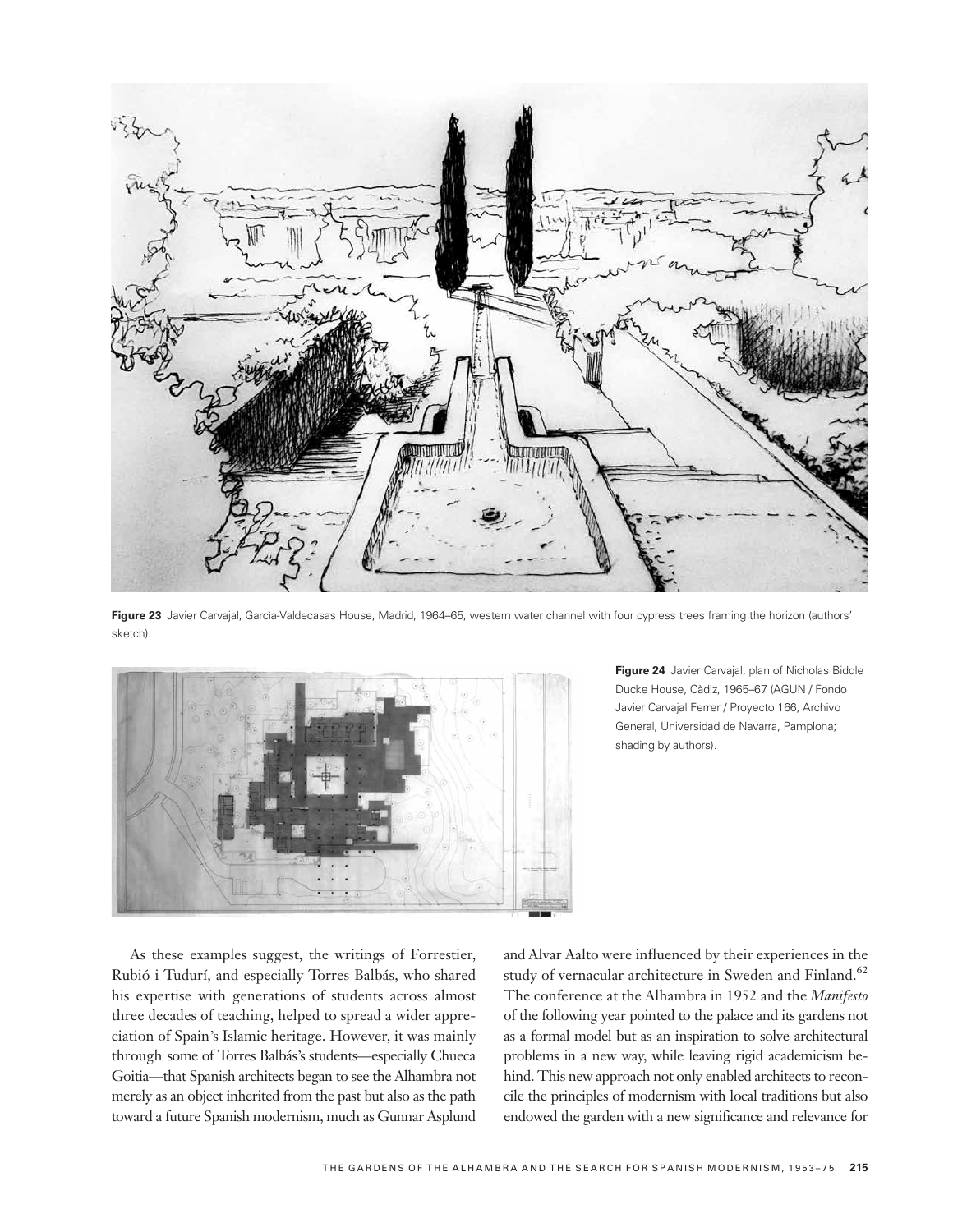Figure 23 Javier Carvajal, García-Valdecasas House, Madrid, 1964–65, western water channel with four cypress trees framing the horizon (authors' sketch).

Figure 24 Javier Carvajal, plan of Nicholas Biddle Ducke House, Càdiz, 1965–67 (AGUN / Fondo Javier Carvajal Ferrer / Proyecto 166, Archivo General, Universidad de Navarra, Pamplona; shading by authors).

As these examples suggest, the writings of Forrestier, Rubió i Tudurí, and especially Torres Balbás, who shared his expertise with generations of students across almost three decades of teaching, helped to spread a wider appreciation of Spain's Islamic heritage. However, it was mainly through some of Torres Balbás's students—especially Chueca Goitia—that Spanish architects began to see the Alhambra not merely as an object inherited from the past but also as the path toward a future Spanish modernism, much as Gunnar Asplund and Alvar Aalto were influenced by their experiences in the study of vernacular architecture in Sweden and Finland.[62] The conference at the Alhambra in 1952 and the *Manifesto* of the following year pointed to the palace and its gardens not as a formal model but as an inspiration to solve architectural problems in a new way, while leaving rigid academicism behind. This new approach not only enabled architects to reconcile the principles of modernism with local traditions but also endowed the garden with a new significance and relevance for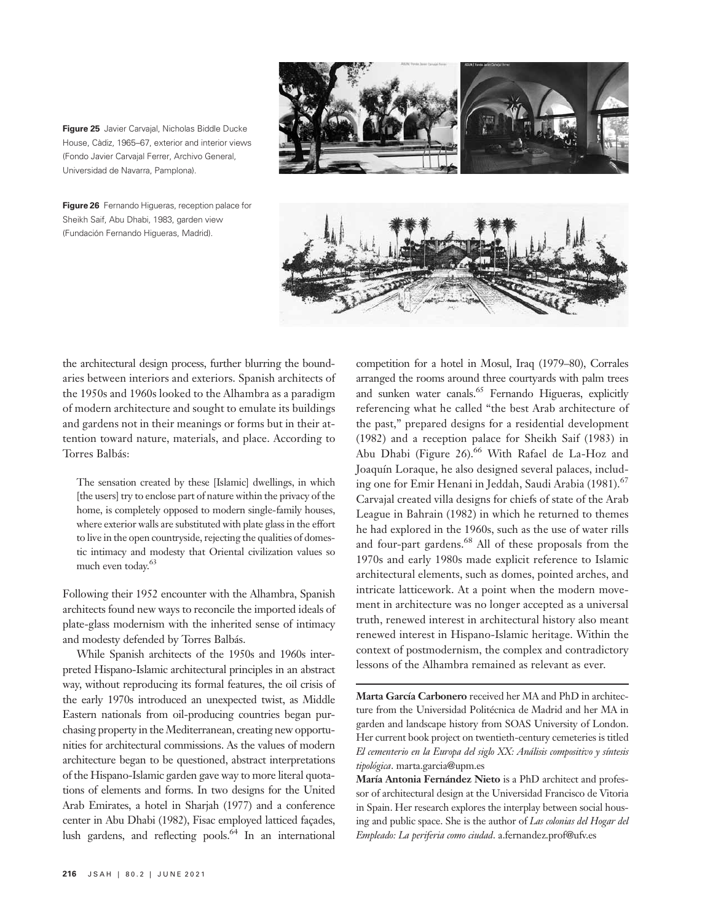**Figure 25** Javier Carvajal, Nicholas Biddle Ducke House, Càdiz, 1965–67, exterior and interior views (Fondo Javier Carvajal Ferrer, Archivo General, Universidad de Navarra, Pamplona).

**Figure 26** Fernando Higueras, reception palace for Sheikh Saif, Abu Dhabi, 1983, garden view (Fundación Fernando Higueras, Madrid).

the architectural design process, further blurring the boundaries between interiors and exteriors. Spanish architects of the 1950s and 1960s looked to the Alhambra as a paradigm of modern architecture and sought to emulate its buildings and gardens not in their meanings or forms but in their attention toward nature, materials, and place. According to Torres Balbás:

> The sensation created by these [Islamic] dwellings, in which [the users] try to enclose part of nature within the privacy of the home, is completely opposed to modern single-family houses, where exterior walls are substituted with plate glass in the effort to live in the open countryside, rejecting the qualities of domestic intimacy and modesty that Oriental civilization values so much even today.[63]

Following their 1952 encounter with the Alhambra, Spanish architects found new ways to reconcile the imported ideals of plate-glass modernism with the inherited sense of intimacy and modesty defended by Torres Balbás.

While Spanish architects of the 1950s and 1960s interpreted Hispano-Islamic architectural principles in an abstract way, without reproducing its formal features, the oil crisis of the early 1970s introduced an unexpected twist, as Middle Eastern nationals from oil-producing countries began purchasing property in the Mediterranean, creating new opportunities for architectural commissions. As the values of modern architecture began to be questioned, abstract interpretations of the Hispano-Islamic garden gave way to more literal quotations of elements and forms. In two designs for the United Arab Emirates, a hotel in Sharjah (1977) and a conference center in Abu Dhabi (1982), Fisac employed latticed façades, lush gardens, and reflecting pools.[64] In an international competition for a hotel in Mosul, Iraq (1979–80), Corrales arranged the rooms around three courtyards with palm trees and sunken water canals.[65] Fernando Higueras, explicitly referencing what he called "the best Arab architecture of the past," prepared designs for a residential development (1982) and a reception palace for Sheikh Saif (1983) in Abu Dhabi (Figure 26).[66] With Rafael de La-Hoz and Joaquín Loraque, he also designed several palaces, including one for Emir Henani in Jeddah, Saudi Arabia (1981).[67] Carvajal created villa designs for chiefs of state of the Arab League in Bahrain (1982) in which he returned to themes he had explored in the 1960s, such as the use of water rills and four-part gardens.[68] All of these proposals from the 1970s and early 1980s made explicit reference to Islamic architectural elements, such as domes, pointed arches, and intricate latticework. At a point when the modern movement in architecture was no longer accepted as a universal truth, renewed interest in architectural history also meant renewed interest in Hispano-Islamic heritage. Within the context of postmodernism, the complex and contradictory lessons of the Alhambra remained as relevant as ever.

---

**Marta García Carbonero** received her MA and PhD in architecture from the Universidad Politécnica de Madrid and her MA in garden and landscape history from SOAS University of London. Her current book project on twentieth-century cemeteries is titled *El cementerio en la Europa del siglo XX: Análisis compositivo y síntesis tipológica*. marta.garcia@upm.es

**María Antonia Fernández Nieto** is a PhD architect and professor of architectural design at the Universidad Francisco de Vitoria in Spain. Her research explores the interplay between social housing and public space. She is the author of *Las colonias del Hogar del Empleado: La periferia como ciudad*. a.fernandez.prof@ufv.es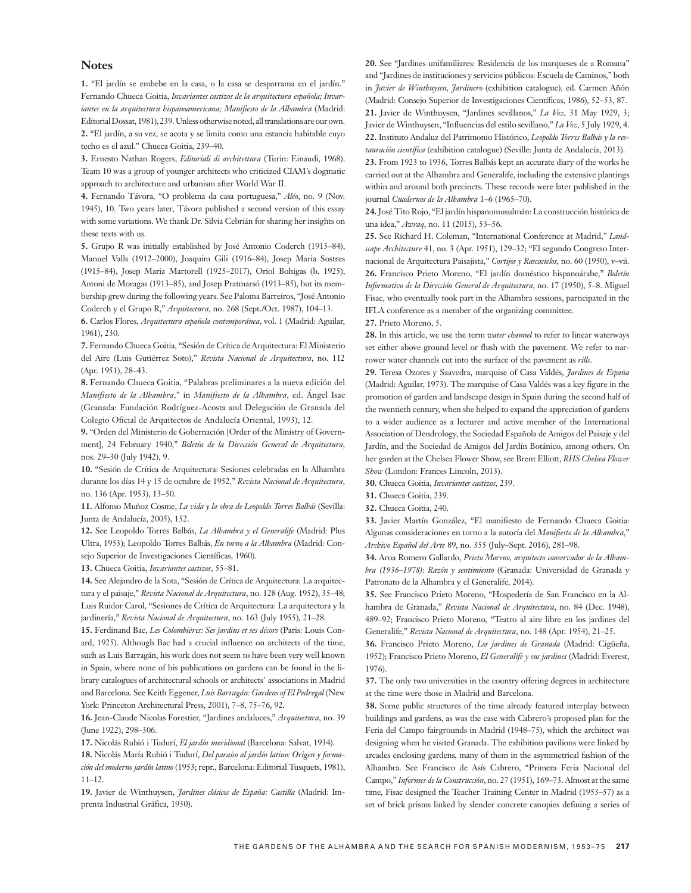## Notes

**1.** "El jardín se embebe en la casa, o la casa se desparrama en el jardín." Fernando Chueca Goitia, *Invariantes castizos de la arquitectura española; Invariantes en la arquitectura hispanoamericana; Manifiesto de la Alhambra* (Madrid: Editorial Dossat, 1981), 239. Unless otherwise noted, all translations are our own.

**2.** "El jardín, a su vez, se acota y se limita como una estancia habitable cuyo techo es el azul." Chueca Goitia, 239–40.

**3.** Ernesto Nathan Rogers, *Editoriali di architettura* (Turin: Einaudi, 1968). Team 10 was a group of younger architects who criticized CIAM's dogmatic approach to architecture and urbanism after World War II.

**4.** Fernando Távora, "O problema da casa portuguesa," *Aléo*, no. 9 (Nov. 1945), 10. Two years later, Távora published a second version of this essay with some variations. We thank Dr. Silvia Cebrián for sharing her insights on these texts with us.

**5.** Grupo R was initially established by José Antonio Coderch (1913–84), Manuel Valls (1912–2000), Joaquim Gili (1916–84), Josep Maria Sostres (1915–84), Josep Maria Martorell (1925–2017), Oriol Bohigas (b. 1925), Antoni de Moragas (1913–85), and Josep Pratmarsó (1913–85), but its membership grew during the following years. See Paloma Barreiros, "José Antonio Coderch y el Grupo R," *Arquitectura*, no. 268 (Sept./Oct. 1987), 104–13.

**6.** Carlos Flores, *Arquitectura española contemporánea*, vol. 1 (Madrid: Aguilar, 1961), 230.

**7.** Fernando Chueca Goitia, "Sesión de Crítica de Arquitectura: El Ministerio del Aire (Luis Gutiérrez Soto)," *Revista Nacional de Arquitectura*, no. 112 (Apr. 1951), 28–43.

**8.** Fernando Chueca Goitia, "Palabras preliminares a la nueva edición del *Manifiesto de la Alhambra*," in *Manifiesto de la Alhambra*, ed. Ángel Isac (Granada: Fundación Rodríguez-Acosta and Delegación de Granada del Colegio Oficial de Arquitectos de Andalucía Oriental, 1993), 12.

**9.** "Orden del Ministerio de Gobernación [Order of the Ministry of Government], 24 February 1940," *Boletín de la Dirección General de Arquitectura*, nos. 29–30 (July 1942), 9.

**10.** "Sesión de Crítica de Arquitectura: Sesiones celebradas en la Alhambra durante los días 14 y 15 de octubre de 1952," *Revista Nacional de Arquitectura*, no. 136 (Apr. 1953), 13–50.

**11.** Alfonso Muñoz Cosme, *La vida y la obra de Leopoldo Torres Balbás* (Sevilla: Junta de Andalucía, 2005), 152.

**12.** See Leopoldo Torres Balbás, *La Alhambra y el Generalife* (Madrid: Plus Ultra, 1953); Leopoldo Torres Balbás, *En torno a la Alhambra* (Madrid: Consejo Superior de Investigaciones Científicas, 1960).

**13.** Chueca Goitia, *Invariantes castizos*, 55–81.

**14.** See Alejandro de la Sota, "Sesión de Crítica de Arquitectura: La arquitectura y el paisaje," *Revista Nacional de Arquitectura*, no. 128 (Aug. 1952), 35–48; Luis Ruidor Carol, "Sesiones de Crítica de Arquitectura: La arquitectura y la jardinería," *Revista Nacional de Arquitectura*, no. 163 (July 1955), 21–28.

**15.** Ferdinand Bac, *Les Colombières: Ses jardins et ses décors* (Paris: Louis Conard, 1925). Although Bac had a crucial influence on architects of the time, such as Luis Barragán, his work does not seem to have been very well known in Spain, where none of his publications on gardens can be found in the library catalogues of architectural schools or architects' associations in Madrid and Barcelona. See Keith Eggener, *Luis Barragán: Gardens of El Pedregal* (New York: Princeton Architectural Press, 2001), 7–8, 75–76, 92.

**16.** Jean-Claude Nicolas Forestier, "Jardines andaluces," *Arquitectura*, no. 39 (June 1922), 298–306.

**17.** Nicolás Rubió i Tudurí, *El jardín meridional* (Barcelona: Salvat, 1934).

**18.** Nicolás María Rubió i Tudurí, *Del paraíso al jardín latino: Origen y formación del moderno jardín latino* (1953; repr., Barcelona: Editorial Tusquets, 1981), 11–12.

**19.** Javier de Winthuysen, *Jardines clásicos de España: Castilla* (Madrid: Imprenta Industrial Gráfica, 1930).

**20.** See "Jardines unifamiliares: Residencia de los marqueses de a Romana" and "Jardines de instituciones y servicios públicos: Escuela de Caminos," both in *Javier de Winthuysen, Jardinero* (exhibition catalogue), ed. Carmen Añón (Madrid: Consejo Superior de Investigaciones Científicas, 1986), 52–53, 87.

**21.** Javier de Winthuysen, "Jardines sevillanos," *La Voz*, 31 May 1929, 3; Javier de Winthuysen, "Influencias del estilo sevillano," *La Voz*, 5 July 1929, 4.

**22.** Instituto Andaluz del Patrimonio Histórico, *Leopoldo Torres Balbás y la restauración científica* (exhibition catalogue) (Seville: Junta de Andalucía, 2013).

**23.** From 1923 to 1936, Torres Balbás kept an accurate diary of the works he carried out at the Alhambra and Generalife, including the extensive plantings within and around both precincts. These records were later published in the journal *Cuadernos de la Alhambra* 1–6 (1965–70).

**24.** José Tito Rojo, "El jardín hispanomusulmán: La construcción histórica de una idea," *Awraq*, no. 11 (2015), 53–56.

**25.** See Richard H. Coleman, "International Conference at Madrid," *Landscape Architecture* 41, no. 3 (Apr. 1951), 129–32; "El segundo Congreso Internacional de Arquitectura Paisajista," *Cortijos y Rascacielos*, no. 60 (1950), v–vii.

**26.** Francisco Prieto Moreno, "El jardín doméstico hispanoárabe," *Boletín Informativo de la Dirección General de Arquitectura*, no. 17 (1950), 5–8. Miguel Fisac, who eventually took part in the Alhambra sessions, participated in the IFLA conference as a member of the organizing committee.

**27.** Prieto Moreno, 5.

**28.** In this article, we use the term *water channel* to refer to linear waterways set either above ground level or flush with the pavement. We refer to narrower water channels cut into the surface of the pavement as *rills*.

**29.** Teresa Ozores y Saavedra, marquise of Casa Valdés, *Jardines de España* (Madrid: Aguilar, 1973). The marquise of Casa Valdés was a key figure in the promotion of garden and landscape design in Spain during the second half of the twentieth century, when she helped to expand the appreciation of gardens to a wider audience as a lecturer and active member of the International Association of Dendrology, the Sociedad Española de Amigos del Paisaje y del Jardín, and the Sociedad de Amigos del Jardín Botánico, among others. On her garden at the Chelsea Flower Show, see Brent Elliott, *RHS Chelsea Flower Show* (London: Frances Lincoln, 2013).

**30.** Chueca Goitia, *Invariantes castizos*, 239.

**31.** Chueca Goitia, 239.

**32.** Chueca Goitia, 240.

**33.** Javier Martín González, "El manifiesto de Fernando Chueca Goitia: Algunas consideraciones en torno a la autoría del *Manifiesto de la Alhambra*," *Archivo Español del Arte* 89, no. 355 (July–Sept. 2016), 281–98.

**34.** Aroa Romero Gallardo, *Prieto Moreno, arquitecto conservador de la Alhambra (1936–1978): Razón y sentimiento* (Granada: Universidad de Granada y Patronato de la Alhambra y el Generalife, 2014).

**35.** See Francisco Prieto Moreno, "Hospedería de San Francisco en la Alhambra de Granada," *Revista Nacional de Arquitectura*, no. 84 (Dec. 1948), 489–92; Francisco Prieto Moreno, "Teatro al aire libre en los jardines del Generalife," *Revista Nacional de Arquitectura*, no. 148 (Apr. 1954), 21–25.

**36.** Francisco Prieto Moreno, *Los jardines de Granada* (Madrid: Cigüeña, 1952); Francisco Prieto Moreno, *El Generalife y sus jardines* (Madrid: Everest, 1976).

**37.** The only two universities in the country offering degrees in architecture at the time were those in Madrid and Barcelona.

**38.** Some public structures of the time already featured interplay between buildings and gardens, as was the case with Cabrero's proposed plan for the Feria del Campo fairgrounds in Madrid (1948–75), which the architect was designing when he visited Granada. The exhibition pavilions were linked by arcades enclosing gardens, many of them in the asymmetrical fashion of the Alhambra. See Francisco de Asís Cabrero, "Primera Feria Nacional del Campo," *Informes de la Construcción*, no. 27 (1951), 169–73. Almost at the same time, Fisac designed the Teacher Training Center in Madrid (1953–57) as a set of brick prisms linked by slender concrete canopies defining a series of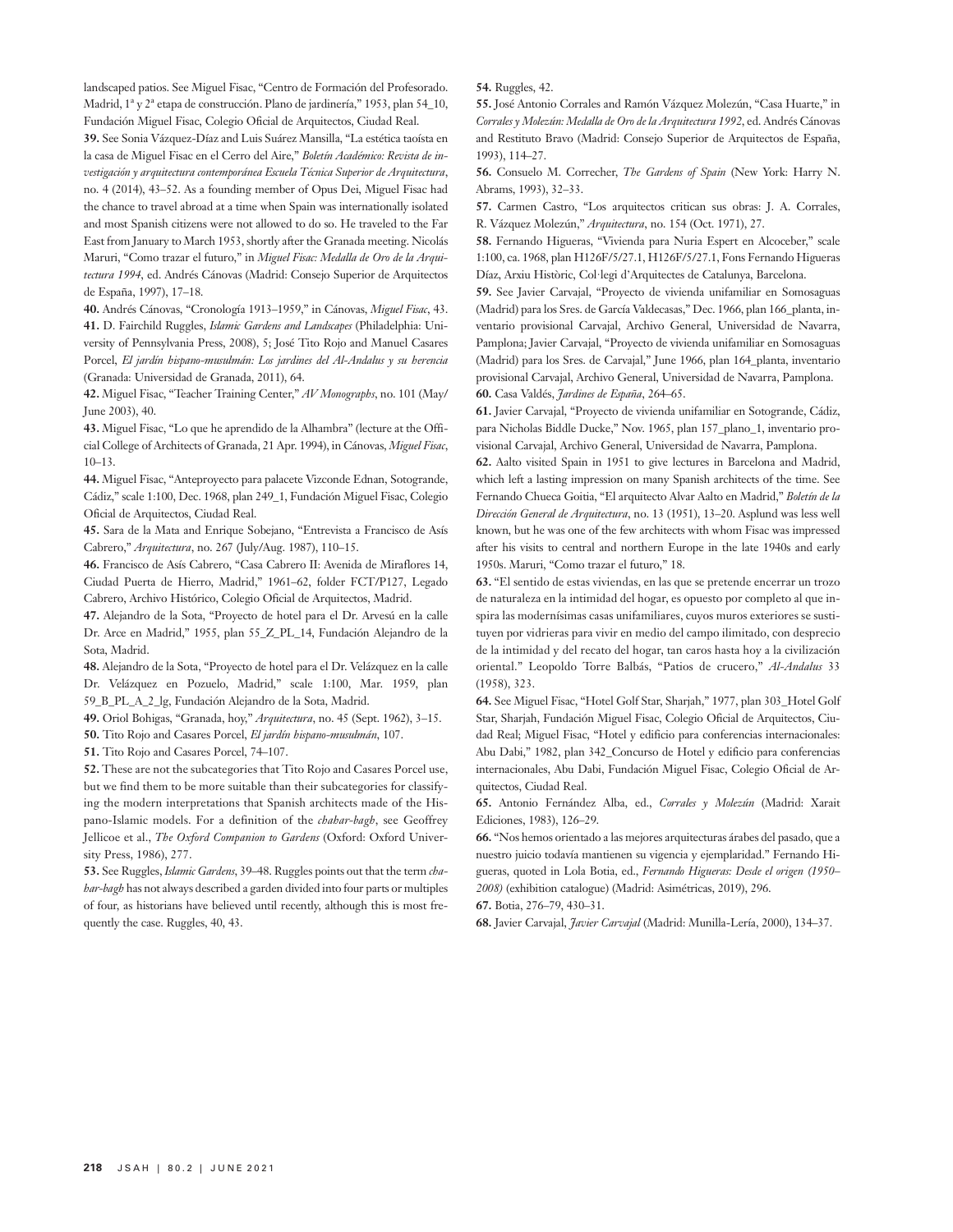landscaped patios. See Miguel Fisac, "Centro de Formación del Profesorado. Madrid, 1ª y 2ª etapa de construcción. Plano de jardinería," 1953, plan 54_10, Fundación Miguel Fisac, Colegio Oficial de Arquitectos, Ciudad Real.

**39.** See Sonia Vázquez-Díaz and Luis Suárez Mansilla, "La estética taoísta en la casa de Miguel Fisac en el Cerro del Aire," *Boletín Académico: Revista de investigación y arquitectura contemporánea Escuela Técnica Superior de Arquitectura*, no. 4 (2014), 43–52. As a founding member of Opus Dei, Miguel Fisac had the chance to travel abroad at a time when Spain was internationally isolated and most Spanish citizens were not allowed to do so. He traveled to the Far East from January to March 1953, shortly after the Granada meeting. Nicolás Maruri, "Como trazar el futuro," in *Miguel Fisac: Medalla de Oro de la Arquitectura 1994*, ed. Andrés Cánovas (Madrid: Consejo Superior de Arquitectos de España, 1997), 17–18.

**40.** Andrés Cánovas, "Cronología 1913–1959," in Cánovas, *Miguel Fisac*, 43.

**41.** D. Fairchild Ruggles, *Islamic Gardens and Landscapes* (Philadelphia: University of Pennsylvania Press, 2008), 5; José Tito Rojo and Manuel Casares Porcel, *El jardín hispano-musulmán: Los jardines del Al-Andalus y su herencia* (Granada: Universidad de Granada, 2011), 64.

**42.** Miguel Fisac, "Teacher Training Center," *AV Monographs*, no. 101 (May/June 2003), 40.

**43.** Miguel Fisac, "Lo que he aprendido de la Alhambra" (lecture at the Official College of Architects of Granada, 21 Apr. 1994), in Cánovas, *Miguel Fisac*, 10–13.

**44.** Miguel Fisac, "Anteproyecto para palacete Vizconde Ednan, Sotogrande, Cádiz," scale 1:100, Dec. 1968, plan 249_1, Fundación Miguel Fisac, Colegio Oficial de Arquitectos, Ciudad Real.

**45.** Sara de la Mata and Enrique Sobejano, "Entrevista a Francisco de Asís Cabrero," *Arquitectura*, no. 267 (July/Aug. 1987), 110–15.

**46.** Francisco de Asís Cabrero, "Casa Cabrero II: Avenida de Miraflores 14, Ciudad Puerta de Hierro, Madrid," 1961–62, folder FCT/P127, Legado Cabrero, Archivo Histórico, Colegio Oficial de Arquitectos, Madrid.

**47.** Alejandro de la Sota, "Proyecto de hotel para el Dr. Arvesú en la calle Dr. Arce en Madrid," 1955, plan 55_Z_PL_14, Fundación Alejandro de la Sota, Madrid.

**48.** Alejandro de la Sota, "Proyecto de hotel para el Dr. Velázquez en la calle Dr. Velázquez en Pozuelo, Madrid," scale 1:100, Mar. 1959, plan 59_B_PL_A_2_lg, Fundación Alejandro de la Sota, Madrid.

**49.** Oriol Bohigas, "Granada, hoy," *Arquitectura*, no. 45 (Sept. 1962), 3–15.

**50.** Tito Rojo and Casares Porcel, *El jardín hispano-musulmán*, 107.

**51.** Tito Rojo and Casares Porcel, 74–107.

**52.** These are not the subcategories that Tito Rojo and Casares Porcel use, but we find them to be more suitable than their subcategories for classifying the modern interpretations that Spanish architects made of the Hispano-Islamic models. For a definition of the *chahar-bagh*, see Geoffrey Jellicoe et al., *The Oxford Companion to Gardens* (Oxford: Oxford University Press, 1986), 277.

**53.** See Ruggles, *Islamic Gardens*, 39–48. Ruggles points out that the term *chahar-bagh* has not always described a garden divided into four parts or multiples of four, as historians have believed until recently, although this is most frequently the case. Ruggles, 40, 43.

**54.** Ruggles, 42.

**55.** José Antonio Corrales and Ramón Vázquez Molezún, "Casa Huarte," in *Corrales y Molezún: Medalla de Oro de la Arquitectura 1992*, ed. Andrés Cánovas and Restituto Bravo (Madrid: Consejo Superior de Arquitectos de España, 1993), 114–27.

**56.** Consuelo M. Correcher, *The Gardens of Spain* (New York: Harry N. Abrams, 1993), 32–33.

**57.** Carmen Castro, "Los arquitectos critican sus obras: J. A. Corrales, R. Vázquez Molezún," *Arquitectura*, no. 154 (Oct. 1971), 27.

**58.** Fernando Higueras, "Vivienda para Nuria Espert en Alcoceber," scale 1:100, ca. 1968, plan H126F/5/27.1, H126F/5/27.1, Fons Fernando Higueras Díaz, Arxiu Històric, Col·legi d'Arquitectes de Catalunya, Barcelona.

**59.** See Javier Carvajal, "Proyecto de vivienda unifamiliar en Somosaguas (Madrid) para los Sres. de García Valdecasas," Dec. 1966, plan 166_planta, inventario provisional Carvajal, Archivo General, Universidad de Navarra, Pamplona; Javier Carvajal, "Proyecto de vivienda unifamiliar en Somosaguas (Madrid) para los Sres. de Carvajal," June 1966, plan 164_planta, inventario provisional Carvajal, Archivo General, Universidad de Navarra, Pamplona.

**60.** Casa Valdés, *Jardines de España*, 264–65.

**61.** Javier Carvajal, "Proyecto de vivienda unifamiliar en Sotogrande, Cádiz, para Nicholas Biddle Ducke," Nov. 1965, plan 157_plano_1, inventario provisional Carvajal, Archivo General, Universidad de Navarra, Pamplona.

**62.** Aalto visited Spain in 1951 to give lectures in Barcelona and Madrid, which left a lasting impression on many Spanish architects of the time. See Fernando Chueca Goitia, "El arquitecto Alvar Aalto en Madrid," *Boletín de la Dirección General de Arquitectura*, no. 13 (1951), 13–20. Asplund was less well known, but he was one of the few architects with whom Fisac was impressed after his visits to central and northern Europe in the late 1940s and early 1950s. Maruri, "Como trazar el futuro," 18.

**63.** "El sentido de estas viviendas, en las que se pretende encerrar un trozo de naturaleza en la intimidad del hogar, es opuesto por completo al que inspira las modernísimas casas unifamiliares, cuyos muros exteriores se sustituyen por vidrieras para vivir en medio del campo ilimitado, con desprecio de la intimidad y del recato del hogar, tan caros hasta hoy a la civilización oriental." Leopoldo Torre Balbás, "Patios de crucero," *Al-Andalus* 33 (1958), 323.

**64.** See Miguel Fisac, "Hotel Golf Star, Sharjah," 1977, plan 303_Hotel Golf Star, Sharjah, Fundación Miguel Fisac, Colegio Oficial de Arquitectos, Ciudad Real; Miguel Fisac, "Hotel y edificio para conferencias internacionales: Abu Dabi," 1982, plan 342_Concurso de Hotel y edificio para conferencias internacionales, Abu Dabi, Fundación Miguel Fisac, Colegio Oficial de Arquitectos, Ciudad Real.

**65.** Antonio Fernández Alba, ed., *Corrales y Molezún* (Madrid: Xarait Ediciones, 1983), 126–29.

**66.** "Nos hemos orientado a las mejores arquitecturas árabes del pasado, que a nuestro juicio todavía mantienen su vigencia y ejemplaridad." Fernando Higueras, quoted in Lola Botia, ed., *Fernando Higueras: Desde el origen (1950–2008)* (exhibition catalogue) (Madrid: Asimétricas, 2019), 296.

**67.** Botia, 276–79, 430–31.

**68.** Javier Carvajal, *Javier Carvajal* (Madrid: Munilla-Lería, 2000), 134–37.